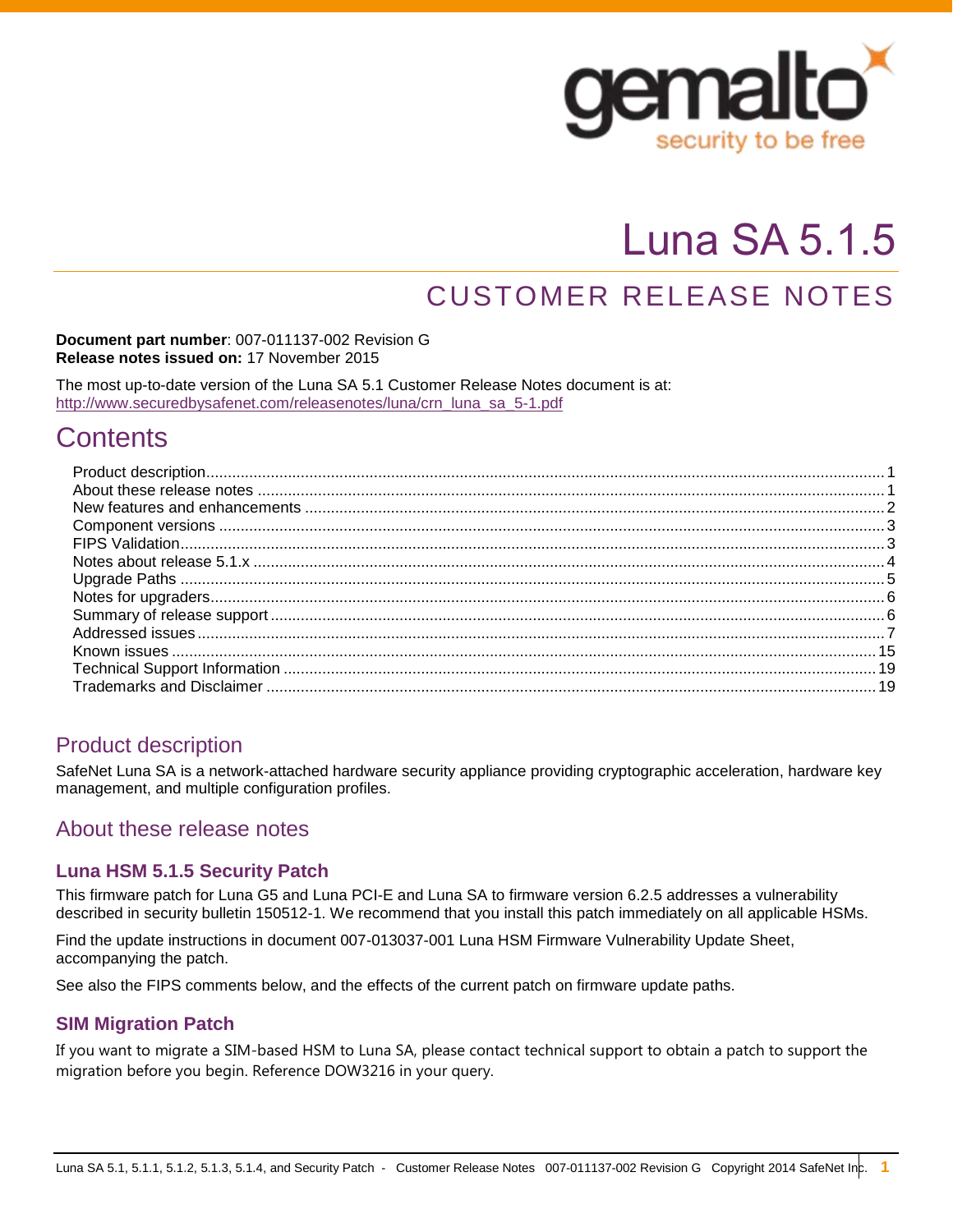# Luna SA 5.1.5

## CUSTOMER RELEASE NOTES

**Document part number**: 007-011137-002 Revision G
**Release notes issued on:** 17 November 2015

The most up-to-date version of the Luna SA 5.1 Customer Release Notes document is at:
http://www.securedbysafenet.com/releasenotes/luna/crn_luna_sa_5-1.pdf

# Contents

- Product description ..... 1
- About these release notes ..... 1
- New features and enhancements ..... 2
- Component versions ..... 3
- FIPS Validation ..... 3
- Notes about release 5.1.x ..... 4
- Upgrade Paths ..... 5
- Notes for upgraders ..... 6
- Summary of release support ..... 6
- Addressed issues ..... 7
- Known issues ..... 15
- Technical Support Information ..... 19
- Trademarks and Disclaimer ..... 19

## Product description

SafeNet Luna SA is a network-attached hardware security appliance providing cryptographic acceleration, hardware key management, and multiple configuration profiles.

## About these release notes

### Luna HSM 5.1.5 Security Patch

This firmware patch for Luna G5 and Luna PCI-E and Luna SA to firmware version 6.2.5 addresses a vulnerability described in security bulletin 150512-1. We recommend that you install this patch immediately on all applicable HSMs.

Find the update instructions in document 007-013037-001 Luna HSM Firmware Vulnerability Update Sheet, accompanying the patch.

See also the FIPS comments below, and the effects of the current patch on firmware update paths.

### SIM Migration Patch

If you want to migrate a SIM-based HSM to Luna SA, please contact technical support to obtain a patch to support the migration before you begin. Reference DOW3216 in your query.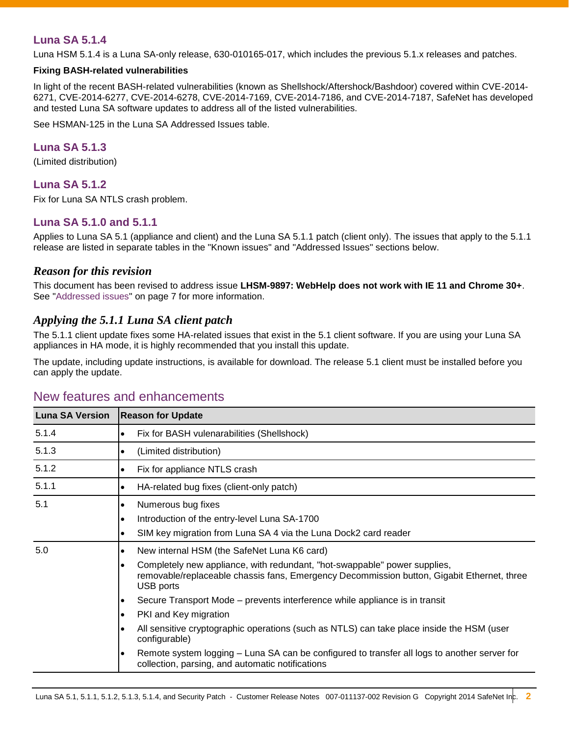### Luna SA 5.1.4

Luna HSM 5.1.4 is a Luna SA-only release, 630-010165-017, which includes the previous 5.1.x releases and patches.

**Fixing BASH-related vulnerabilities**

In light of the recent BASH-related vulnerabilities (known as Shellshock/Aftershock/Bashdoor) covered within CVE-2014-6271, CVE-2014-6277, CVE-2014-6278, CVE-2014-7169, CVE-2014-7186, and CVE-2014-7187, SafeNet has developed and tested Luna SA software updates to address all of the listed vulnerabilities.

See HSMAN-125 in the Luna SA Addressed Issues table.

### Luna SA 5.1.3

(Limited distribution)

### Luna SA 5.1.2

Fix for Luna SA NTLS crash problem.

### Luna SA 5.1.0 and 5.1.1

Applies to Luna SA 5.1 (appliance and client) and the Luna SA 5.1.1 patch (client only). The issues that apply to the 5.1.1 release are listed in separate tables in the "Known issues" and "Addressed Issues" sections below.

### *Reason for this revision*

This document has been revised to address issue **LHSM-9897: WebHelp does not work with IE 11 and Chrome 30+**. See "Addressed issues" on page 7 for more information.

### *Applying the 5.1.1 Luna SA client patch*

The 5.1.1 client update fixes some HA-related issues that exist in the 5.1 client software. If you are using your Luna SA appliances in HA mode, it is highly recommended that you install this update.

The update, including update instructions, is available for download. The release 5.1 client must be installed before you can apply the update.

## New features and enhancements

| Luna SA Version | Reason for Update |
|---|---|
| 5.1.4 | • Fix for BASH vulenarabilities (Shellshock) |
| 5.1.3 | • (Limited distribution) |
| 5.1.2 | • Fix for appliance NTLS crash |
| 5.1.1 | • HA-related bug fixes (client-only patch) |
| 5.1 | • Numerous bug fixes<br>• Introduction of the entry-level Luna SA-1700<br>• SIM key migration from Luna SA 4 via the Luna Dock2 card reader |
| 5.0 | • New internal HSM (the SafeNet Luna K6 card)<br>• Completely new appliance, with redundant, "hot-swappable" power supplies, removable/replaceable chassis fans, Emergency Decommission button, Gigabit Ethernet, three USB ports<br>• Secure Transport Mode – prevents interference while appliance is in transit<br>• PKI and Key migration<br>• All sensitive cryptographic operations (such as NTLS) can take place inside the HSM (user configurable)<br>• Remote system logging – Luna SA can be configured to transfer all logs to another server for collection, parsing, and automatic notifications |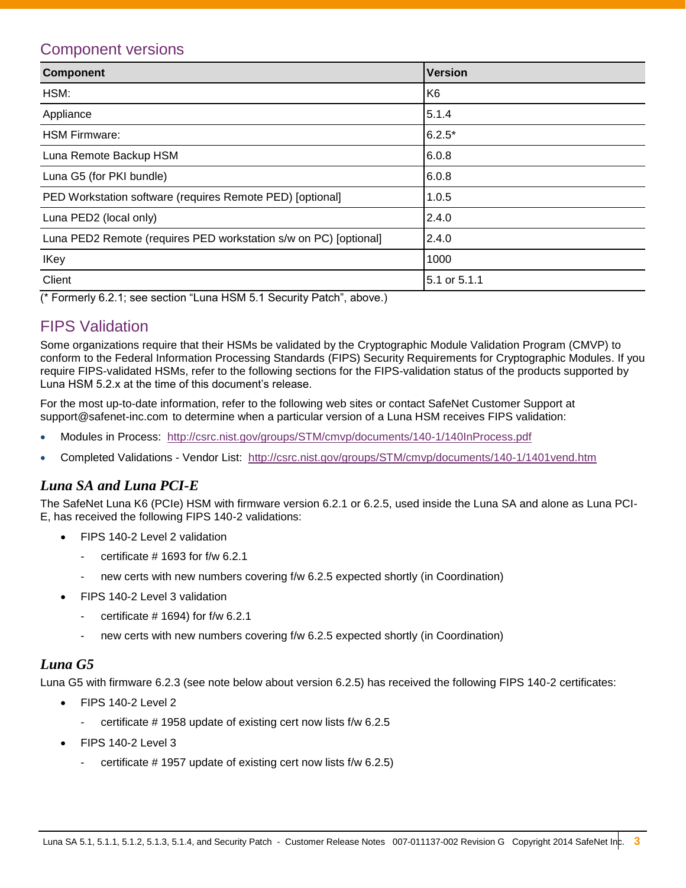## Component versions

| Component | Version |
| --- | --- |
| HSM: | K6 |
| Appliance | 5.1.4 |
| HSM Firmware: | 6.2.5* |
| Luna Remote Backup HSM | 6.0.8 |
| Luna G5 (for PKI bundle) | 6.0.8 |
| PED Workstation software (requires Remote PED) [optional] | 1.0.5 |
| Luna PED2 (local only) | 2.4.0 |
| Luna PED2 Remote (requires PED workstation s/w on PC) [optional] | 2.4.0 |
| IKey | 1000 |
| Client | 5.1 or 5.1.1 |

(* Formerly 6.2.1; see section "Luna HSM 5.1 Security Patch", above.)

## FIPS Validation

Some organizations require that their HSMs be validated by the Cryptographic Module Validation Program (CMVP) to conform to the Federal Information Processing Standards (FIPS) Security Requirements for Cryptographic Modules. If you require FIPS-validated HSMs, refer to the following sections for the FIPS-validation status of the products supported by Luna HSM 5.2.x at the time of this document's release.

For the most up-to-date information, refer to the following web sites or contact SafeNet Customer Support at support@safenet-inc.com to determine when a particular version of a Luna HSM receives FIPS validation:

- Modules in Process: http://csrc.nist.gov/groups/STM/cmvp/documents/140-1/140InProcess.pdf
- Completed Validations - Vendor List: http://csrc.nist.gov/groups/STM/cmvp/documents/140-1/1401vend.htm

### *Luna SA and Luna PCI-E*

The SafeNet Luna K6 (PCIe) HSM with firmware version 6.2.1 or 6.2.5, used inside the Luna SA and alone as Luna PCI-E, has received the following FIPS 140-2 validations:

- FIPS 140-2 Level 2 validation
  - certificate # 1693 for f/w 6.2.1
  - new certs with new numbers covering f/w 6.2.5 expected shortly (in Coordination)
- FIPS 140-2 Level 3 validation
  - certificate # 1694) for f/w 6.2.1
  - new certs with new numbers covering f/w 6.2.5 expected shortly (in Coordination)

### *Luna G5*

Luna G5 with firmware 6.2.3 (see note below about version 6.2.5) has received the following FIPS 140-2 certificates:

- FIPS 140-2 Level 2
  - certificate # 1958 update of existing cert now lists f/w 6.2.5
- FIPS 140-2 Level 3
  - certificate # 1957 update of existing cert now lists f/w 6.2.5)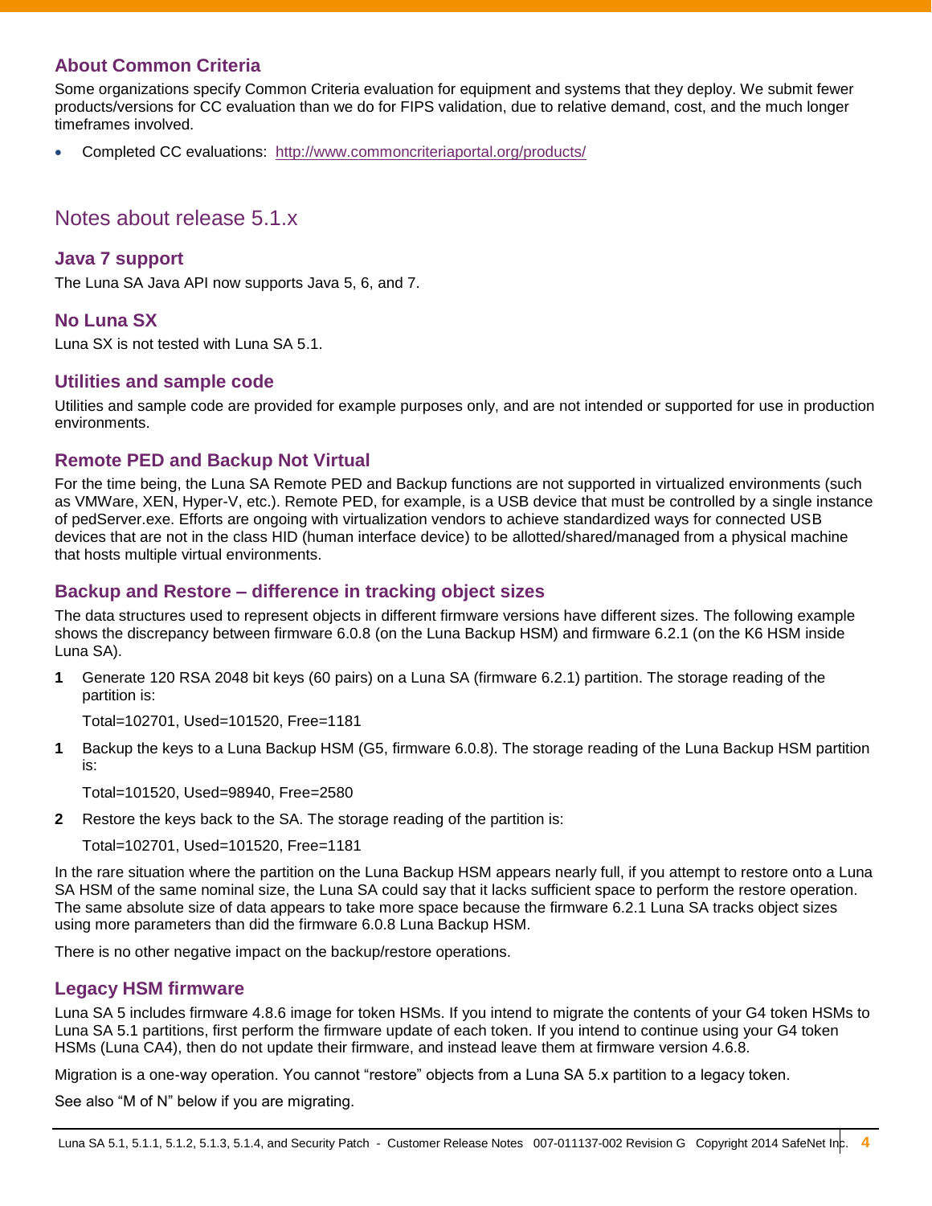### About Common Criteria

Some organizations specify Common Criteria evaluation for equipment and systems that they deploy. We submit fewer products/versions for CC evaluation than we do for FIPS validation, due to relative demand, cost, and the much longer timeframes involved.

- Completed CC evaluations: http://www.commoncriteriaportal.org/products/

## Notes about release 5.1.x

### Java 7 support

The Luna SA Java API now supports Java 5, 6, and 7.

### No Luna SX

Luna SX is not tested with Luna SA 5.1.

### Utilities and sample code

Utilities and sample code are provided for example purposes only, and are not intended or supported for use in production environments.

### Remote PED and Backup Not Virtual

For the time being, the Luna SA Remote PED and Backup functions are not supported in virtualized environments (such as VMWare, XEN, Hyper-V, etc.). Remote PED, for example, is a USB device that must be controlled by a single instance of pedServer.exe. Efforts are ongoing with virtualization vendors to achieve standardized ways for connected USB devices that are not in the class HID (human interface device) to be allotted/shared/managed from a physical machine that hosts multiple virtual environments.

### Backup and Restore – difference in tracking object sizes

The data structures used to represent objects in different firmware versions have different sizes. The following example shows the discrepancy between firmware 6.0.8 (on the Luna Backup HSM) and firmware 6.2.1 (on the K6 HSM inside Luna SA).

**1** Generate 120 RSA 2048 bit keys (60 pairs) on a Luna SA (firmware 6.2.1) partition. The storage reading of the partition is:

Total=102701, Used=101520, Free=1181

**1** Backup the keys to a Luna Backup HSM (G5, firmware 6.0.8). The storage reading of the Luna Backup HSM partition is:

Total=101520, Used=98940, Free=2580

**2** Restore the keys back to the SA. The storage reading of the partition is:

Total=102701, Used=101520, Free=1181

In the rare situation where the partition on the Luna Backup HSM appears nearly full, if you attempt to restore onto a Luna SA HSM of the same nominal size, the Luna SA could say that it lacks sufficient space to perform the restore operation. The same absolute size of data appears to take more space because the firmware 6.2.1 Luna SA tracks object sizes using more parameters than did the firmware 6.0.8 Luna Backup HSM.

There is no other negative impact on the backup/restore operations.

### Legacy HSM firmware

Luna SA 5 includes firmware 4.8.6 image for token HSMs. If you intend to migrate the contents of your G4 token HSMs to Luna SA 5.1 partitions, first perform the firmware update of each token. If you intend to continue using your G4 token HSMs (Luna CA4), then do not update their firmware, and instead leave them at firmware version 4.6.8.

Migration is a one-way operation. You cannot "restore" objects from a Luna SA 5.x partition to a legacy token.

See also "M of N" below if you are migrating.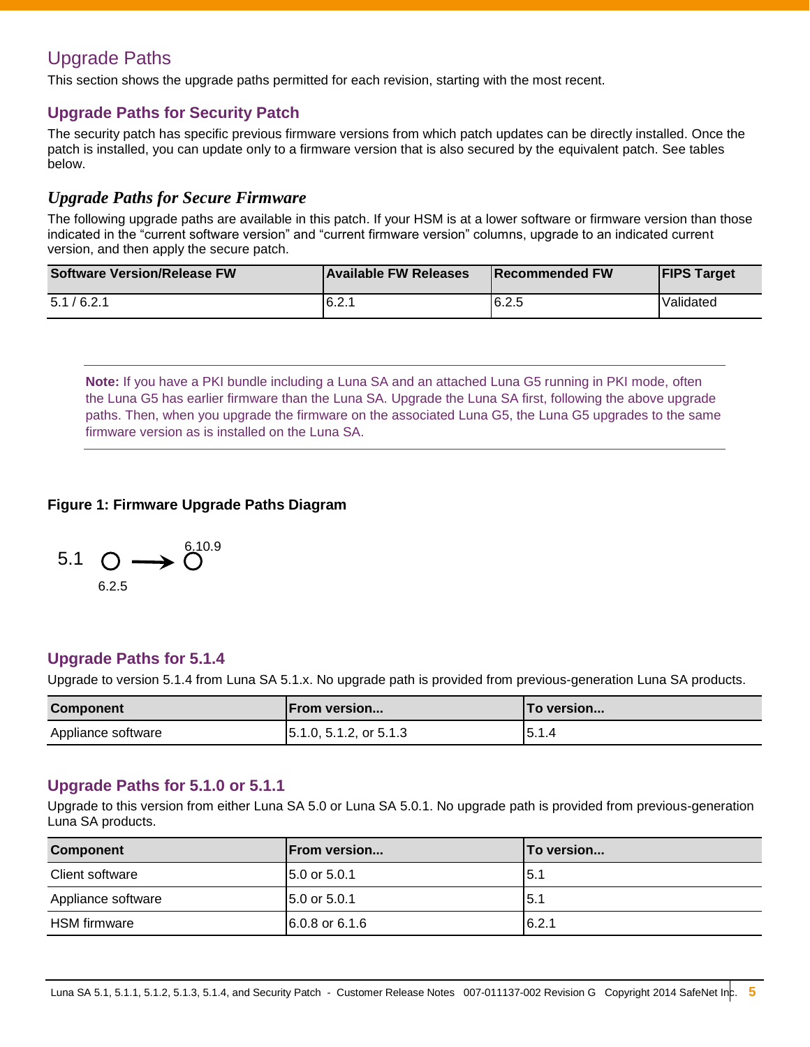## Upgrade Paths

This section shows the upgrade paths permitted for each revision, starting with the most recent.

### Upgrade Paths for Security Patch

The security patch has specific previous firmware versions from which patch updates can be directly installed. Once the patch is installed, you can update only to a firmware version that is also secured by the equivalent patch. See tables below.

#### *Upgrade Paths for Secure Firmware*

The following upgrade paths are available in this patch. If your HSM is at a lower software or firmware version than those indicated in the "current software version" and "current firmware version" columns, upgrade to an indicated current version, and then apply the secure patch.

| Software Version/Release FW | Available FW Releases | Recommended FW | FIPS Target |
|---|---|---|---|
| 5.1 / 6.2.1 | 6.2.1 | 6.2.5 | Validated |

**Note:** If you have a PKI bundle including a Luna SA and an attached Luna G5 running in PKI mode, often the Luna G5 has earlier firmware than the Luna SA. Upgrade the Luna SA first, following the above upgrade paths. Then, when you upgrade the firmware on the associated Luna G5, the Luna G5 upgrades to the same firmware version as is installed on the Luna SA.

**Figure 1: Firmware Upgrade Paths Diagram**

5.1

6.2.5

6.10.9

### Upgrade Paths for 5.1.4

Upgrade to version 5.1.4 from Luna SA 5.1.x. No upgrade path is provided from previous-generation Luna SA products.

| Component | From version... | To version... |
|---|---|---|
| Appliance software | 5.1.0, 5.1.2, or 5.1.3 | 5.1.4 |

### Upgrade Paths for 5.1.0 or 5.1.1

Upgrade to this version from either Luna SA 5.0 or Luna SA 5.0.1. No upgrade path is provided from previous-generation Luna SA products.

| Component | From version... | To version... |
|---|---|---|
| Client software | 5.0 or 5.0.1 | 5.1 |
| Appliance software | 5.0 or 5.0.1 | 5.1 |
| HSM firmware | 6.0.8 or 6.1.6 | 6.2.1 |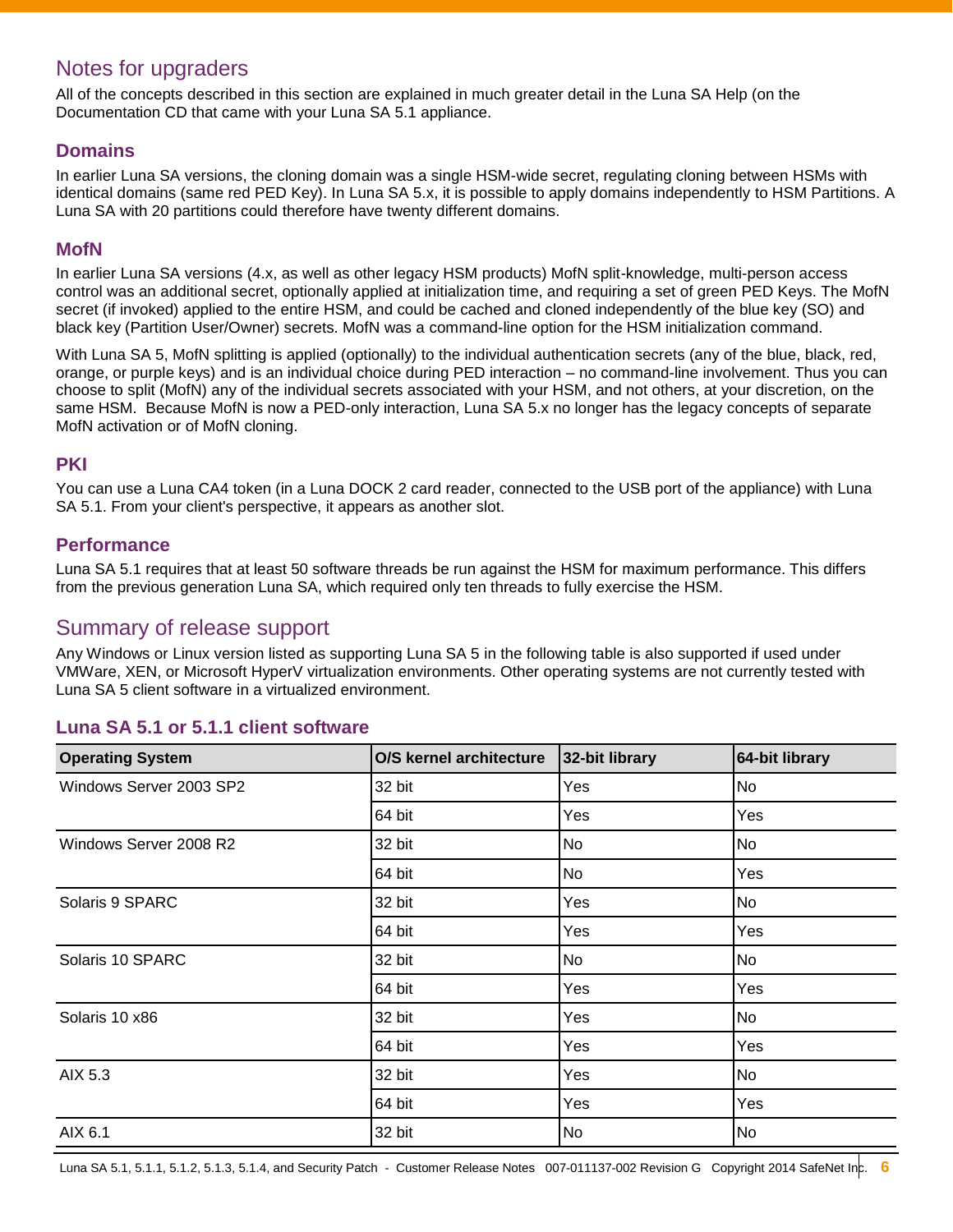## Notes for upgraders

All of the concepts described in this section are explained in much greater detail in the Luna SA Help (on the Documentation CD that came with your Luna SA 5.1 appliance.

### Domains

In earlier Luna SA versions, the cloning domain was a single HSM-wide secret, regulating cloning between HSMs with identical domains (same red PED Key). In Luna SA 5.x, it is possible to apply domains independently to HSM Partitions. A Luna SA with 20 partitions could therefore have twenty different domains.

### MofN

In earlier Luna SA versions (4.x, as well as other legacy HSM products) MofN split-knowledge, multi-person access control was an additional secret, optionally applied at initialization time, and requiring a set of green PED Keys. The MofN secret (if invoked) applied to the entire HSM, and could be cached and cloned independently of the blue key (SO) and black key (Partition User/Owner) secrets. MofN was a command-line option for the HSM initialization command.

With Luna SA 5, MofN splitting is applied (optionally) to the individual authentication secrets (any of the blue, black, red, orange, or purple keys) and is an individual choice during PED interaction – no command-line involvement. Thus you can choose to split (MofN) any of the individual secrets associated with your HSM, and not others, at your discretion, on the same HSM. Because MofN is now a PED-only interaction, Luna SA 5.x no longer has the legacy concepts of separate MofN activation or of MofN cloning.

### PKI

You can use a Luna CA4 token (in a Luna DOCK 2 card reader, connected to the USB port of the appliance) with Luna SA 5.1. From your client's perspective, it appears as another slot.

### Performance

Luna SA 5.1 requires that at least 50 software threads be run against the HSM for maximum performance. This differs from the previous generation Luna SA, which required only ten threads to fully exercise the HSM.

## Summary of release support

Any Windows or Linux version listed as supporting Luna SA 5 in the following table is also supported if used under VMWare, XEN, or Microsoft HyperV virtualization environments. Other operating systems are not currently tested with Luna SA 5 client software in a virtualized environment.

### Luna SA 5.1 or 5.1.1 client software

| Operating System | O/S kernel architecture | 32-bit library | 64-bit library |
|---|---|---|---|
| Windows Server 2003 SP2 | 32 bit | Yes | No |
| | 64 bit | Yes | Yes |
| Windows Server 2008 R2 | 32 bit | No | No |
| | 64 bit | No | Yes |
| Solaris 9 SPARC | 32 bit | Yes | No |
| | 64 bit | Yes | Yes |
| Solaris 10 SPARC | 32 bit | No | No |
| | 64 bit | Yes | Yes |
| Solaris 10 x86 | 32 bit | Yes | No |
| | 64 bit | Yes | Yes |
| AIX 5.3 | 32 bit | Yes | No |
| | 64 bit | Yes | Yes |
| AIX 6.1 | 32 bit | No | No |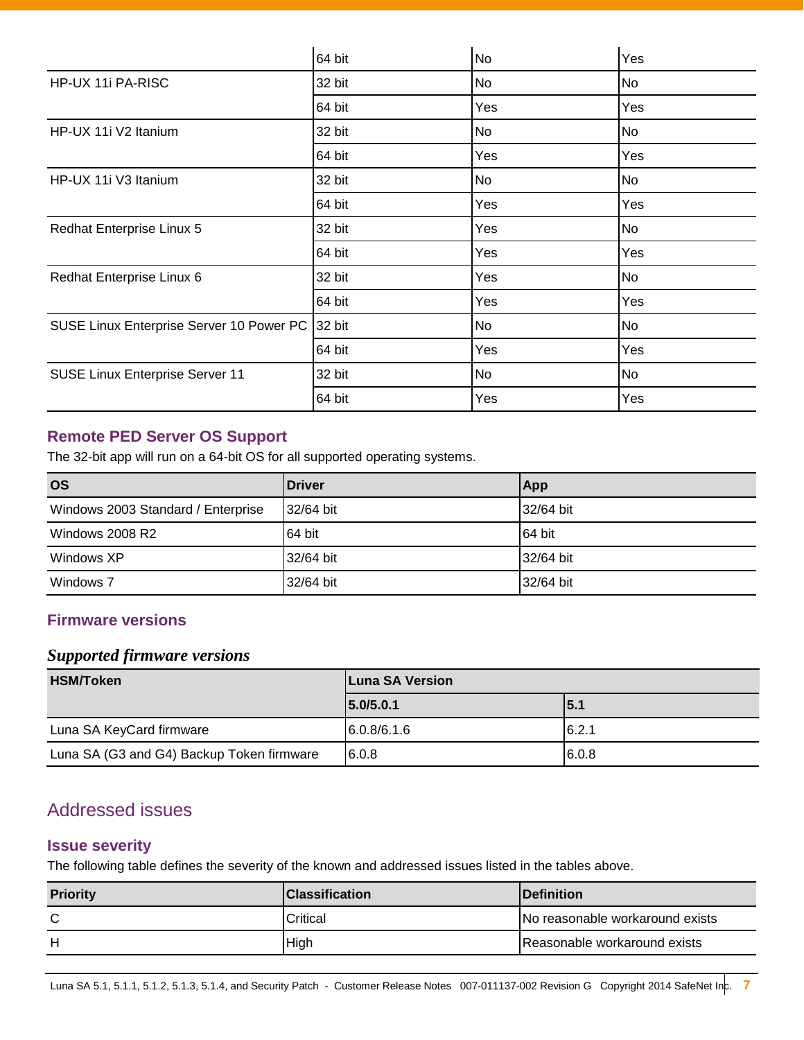| | | | |
|---|---|---|---|
| | 64 bit | No | Yes |
| HP-UX 11i PA-RISC | 32 bit | No | No |
| | 64 bit | Yes | Yes |
| HP-UX 11i V2 Itanium | 32 bit | No | No |
| | 64 bit | Yes | Yes |
| HP-UX 11i V3 Itanium | 32 bit | No | No |
| | 64 bit | Yes | Yes |
| Redhat Enterprise Linux 5 | 32 bit | Yes | No |
| | 64 bit | Yes | Yes |
| Redhat Enterprise Linux 6 | 32 bit | Yes | No |
| | 64 bit | Yes | Yes |
| SUSE Linux Enterprise Server 10 Power PC | 32 bit | No | No |
| | 64 bit | Yes | Yes |
| SUSE Linux Enterprise Server 11 | 32 bit | No | No |
| | 64 bit | Yes | Yes |

### Remote PED Server OS Support

The 32-bit app will run on a 64-bit OS for all supported operating systems.

| OS | Driver | App |
|---|---|---|
| Windows 2003 Standard / Enterprise | 32/64 bit | 32/64 bit |
| Windows 2008 R2 | 64 bit | 64 bit |
| Windows XP | 32/64 bit | 32/64 bit |
| Windows 7 | 32/64 bit | 32/64 bit |

### Firmware versions

#### *Supported firmware versions*

| HSM/Token | Luna SA Version | |
|---|---|---|
| | 5.0/5.0.1 | 5.1 |
| Luna SA KeyCard firmware | 6.0.8/6.1.6 | 6.2.1 |
| Luna SA (G3 and G4) Backup Token firmware | 6.0.8 | 6.0.8 |

## Addressed issues

### Issue severity

The following table defines the severity of the known and addressed issues listed in the tables above.

| Priority | Classification | Definition |
|---|---|---|
| C | Critical | No reasonable workaround exists |
| H | High | Reasonable workaround exists |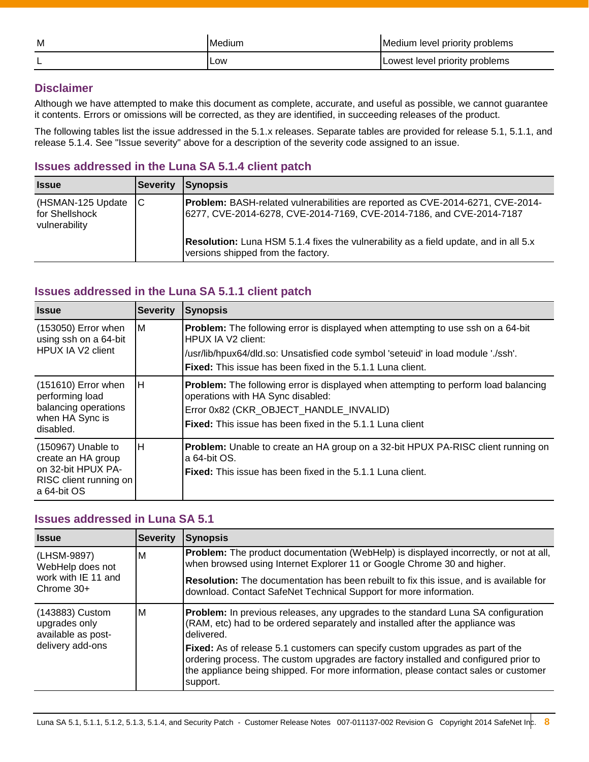| | | |
|---|---|---|
| M | Medium | Medium level priority problems |
| L | Low | Lowest level priority problems |

## Disclaimer

Although we have attempted to make this document as complete, accurate, and useful as possible, we cannot guarantee it contents. Errors or omissions will be corrected, as they are identified, in succeeding releases of the product.

The following tables list the issue addressed in the 5.1.x releases. Separate tables are provided for release 5.1, 5.1.1, and release 5.1.4. See "Issue severity" above for a description of the severity code assigned to an issue.

## Issues addressed in the Luna SA 5.1.4 client patch

| Issue | Severity | Synopsis |
|---|---|---|
| (HSMAN-125 Update for Shellshock vulnerability | C | **Problem:** BASH-related vulnerabilities are reported as CVE-2014-6271, CVE-2014-6277, CVE-2014-6278, CVE-2014-7169, CVE-2014-7186, and CVE-2014-7187<br><br>**Resolution:** Luna HSM 5.1.4 fixes the vulnerability as a field update, and in all 5.x versions shipped from the factory. |

## Issues addressed in the Luna SA 5.1.1 client patch

| Issue | Severity | Synopsis |
|---|---|---|
| (153050) Error when using ssh on a 64-bit HPUX IA V2 client | M | **Problem:** The following error is displayed when attempting to use ssh on a 64-bit HPUX IA V2 client:<br>/usr/lib/hpux64/dld.so: Unsatisfied code symbol 'seteuid' in load module './ssh'.<br>**Fixed:** This issue has been fixed in the 5.1.1 Luna client. |
| (151610) Error when performing load balancing operations when HA Sync is disabled. | H | **Problem:** The following error is displayed when attempting to perform load balancing operations with HA Sync disabled:<br>Error 0x82 (CKR_OBJECT_HANDLE_INVALID)<br>**Fixed:** This issue has been fixed in the 5.1.1 Luna client |
| (150967) Unable to create an HA group on 32-bit HPUX PA-RISC client running on a 64-bit OS | H | **Problem:** Unable to create an HA group on a 32-bit HPUX PA-RISC client running on a 64-bit OS.<br>**Fixed:** This issue has been fixed in the 5.1.1 Luna client. |

## Issues addressed in Luna SA 5.1

| Issue | Severity | Synopsis |
|---|---|---|
| (LHSM-9897) WebHelp does not work with IE 11 and Chrome 30+ | M | **Problem:** The product documentation (WebHelp) is displayed incorrectly, or not at all, when browsed using Internet Explorer 11 or Google Chrome 30 and higher.<br>**Resolution:** The documentation has been rebuilt to fix this issue, and is available for download. Contact SafeNet Technical Support for more information. |
| (143883) Custom upgrades only available as post-delivery add-ons | M | **Problem:** In previous releases, any upgrades to the standard Luna SA configuration (RAM, etc) had to be ordered separately and installed after the appliance was delivered.<br>**Fixed:** As of release 5.1 customers can specify custom upgrades as part of the ordering process. The custom upgrades are factory installed and configured prior to the appliance being shipped. For more information, please contact sales or customer support. |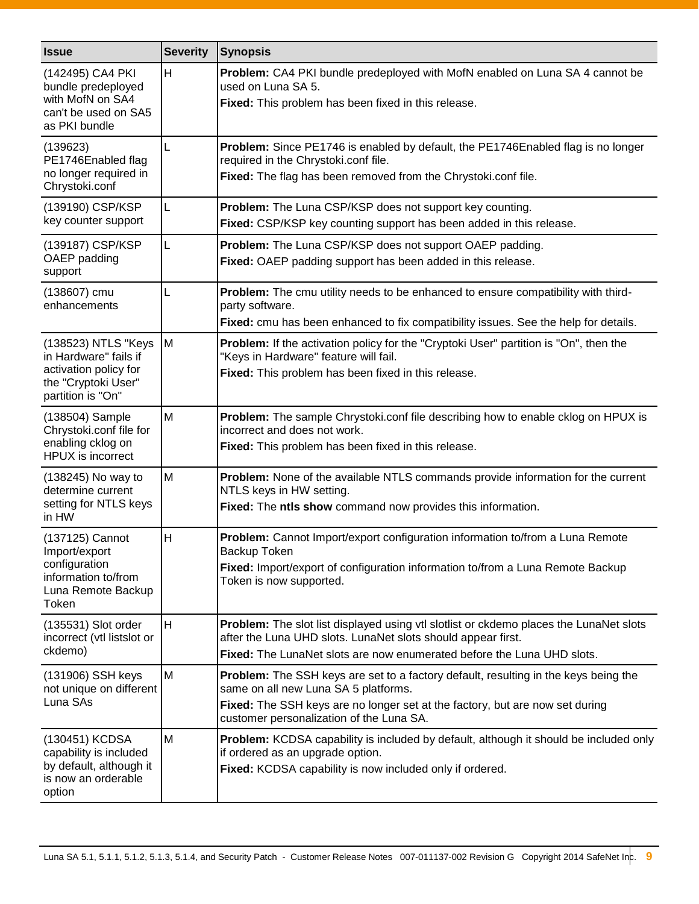| Issue | Severity | Synopsis |
| --- | --- | --- |
| (142495) CA4 PKI bundle predeployed with MofN on SA4 can't be used on SA5 as PKI bundle | H | **Problem:** CA4 PKI bundle predeployed with MofN enabled on Luna SA 4 cannot be used on Luna SA 5.<br>**Fixed:** This problem has been fixed in this release. |
| (139623) PE1746Enabled flag no longer required in Chrystoki.conf | L | **Problem:** Since PE1746 is enabled by default, the PE1746Enabled flag is no longer required in the Chrystoki.conf file.<br>**Fixed:** The flag has been removed from the Chrystoki.conf file. |
| (139190) CSP/KSP key counter support | L | **Problem:** The Luna CSP/KSP does not support key counting.<br>**Fixed:** CSP/KSP key counting support has been added in this release. |
| (139187) CSP/KSP OAEP padding support | L | **Problem:** The Luna CSP/KSP does not support OAEP padding.<br>**Fixed:** OAEP padding support has been added in this release. |
| (138607) cmu enhancements | L | **Problem:** The cmu utility needs to be enhanced to ensure compatibility with third-party software.<br>**Fixed:** cmu has been enhanced to fix compatibility issues. See the help for details. |
| (138523) NTLS "Keys in Hardware" fails if activation policy for the "Cryptoki User" partition is "On" | M | **Problem:** If the activation policy for the "Cryptoki User" partition is "On", then the "Keys in Hardware" feature will fail.<br>**Fixed:** This problem has been fixed in this release. |
| (138504) Sample Chrystoki.conf file for enabling cklog on HPUX is incorrect | M | **Problem:** The sample Chrystoki.conf file describing how to enable cklog on HPUX is incorrect and does not work.<br>**Fixed:** This problem has been fixed in this release. |
| (138245) No way to determine current setting for NTLS keys in HW | M | **Problem:** None of the available NTLS commands provide information for the current NTLS keys in HW setting.<br>**Fixed:** The **ntls show** command now provides this information. |
| (137125) Cannot Import/export configuration information to/from Luna Remote Backup Token | H | **Problem:** Cannot Import/export configuration information to/from a Luna Remote Backup Token<br>**Fixed:** Import/export of configuration information to/from a Luna Remote Backup Token is now supported. |
| (135531) Slot order incorrect (vtl listslot or ckdemo) | H | **Problem:** The slot list displayed using vtl slotlist or ckdemo places the LunaNet slots after the Luna UHD slots. LunaNet slots should appear first.<br>**Fixed:** The LunaNet slots are now enumerated before the Luna UHD slots. |
| (131906) SSH keys not unique on different Luna SAs | M | **Problem:** The SSH keys are set to a factory default, resulting in the keys being the same on all new Luna SA 5 platforms.<br>**Fixed:** The SSH keys are no longer set at the factory, but are now set during customer personalization of the Luna SA. |
| (130451) KCDSA capability is included by default, although it is now an orderable option | M | **Problem:** KCDSA capability is included by default, although it should be included only if ordered as an upgrade option.<br>**Fixed:** KCDSA capability is now included only if ordered. |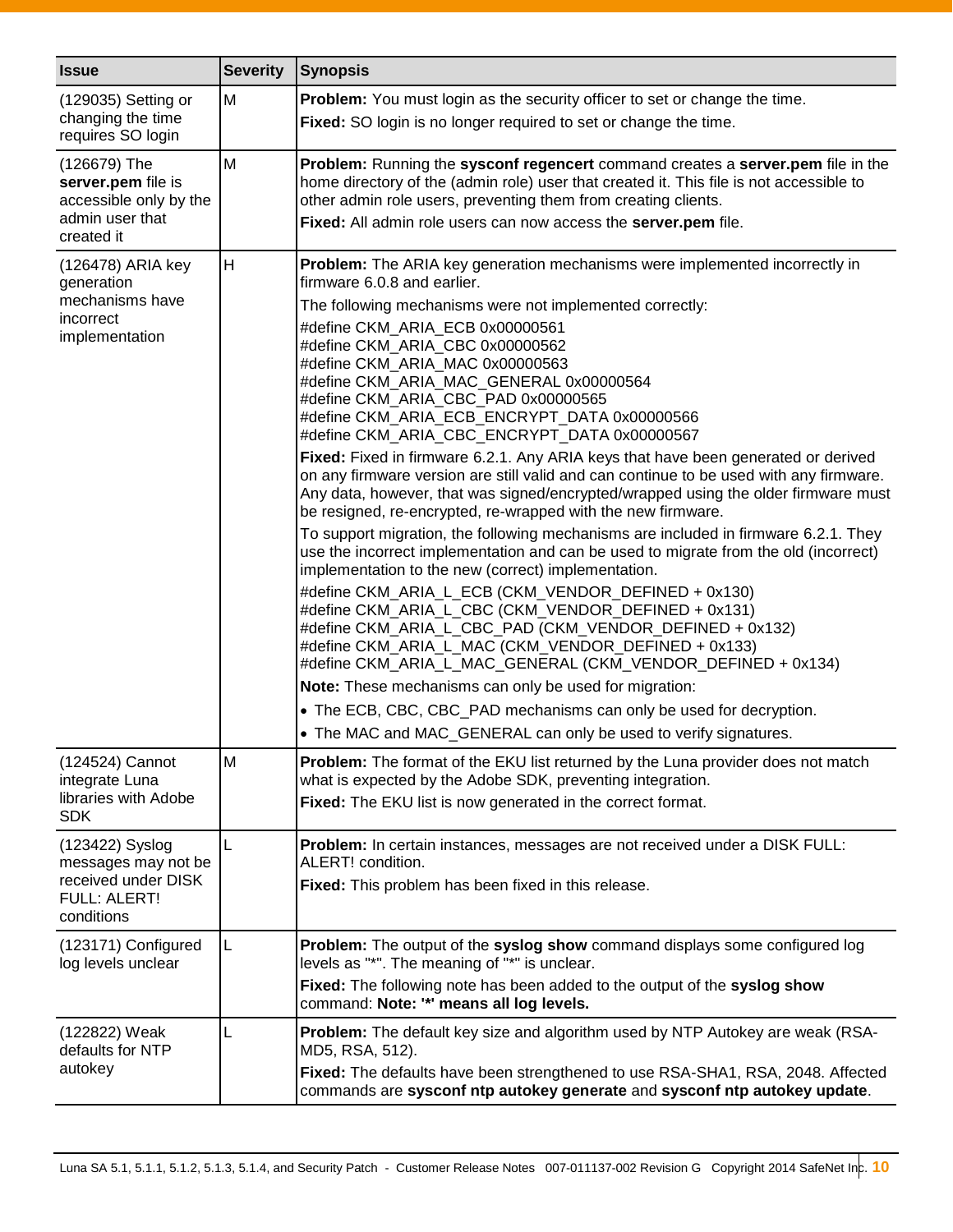| Issue | Severity | Synopsis |
|---|---|---|
| (129035) Setting or changing the time requires SO login | M | **Problem:** You must login as the security officer to set or change the time.<br>**Fixed:** SO login is no longer required to set or change the time. |
| (126679) The **server.pem** file is accessible only by the admin user that created it | M | **Problem:** Running the **sysconf regencert** command creates a **server.pem** file in the home directory of the (admin role) user that created it. This file is not accessible to other admin role users, preventing them from creating clients.<br>**Fixed:** All admin role users can now access the **server.pem** file. |
| (126478) ARIA key generation mechanisms have incorrect implementation | H | **Problem:** The ARIA key generation mechanisms were implemented incorrectly in firmware 6.0.8 and earlier.<br>The following mechanisms were not implemented correctly:<br>#define CKM_ARIA_ECB 0x00000561<br>#define CKM_ARIA_CBC 0x00000562<br>#define CKM_ARIA_MAC 0x00000563<br>#define CKM_ARIA_MAC_GENERAL 0x00000564<br>#define CKM_ARIA_CBC_PAD 0x00000565<br>#define CKM_ARIA_ECB_ENCRYPT_DATA 0x00000566<br>#define CKM_ARIA_CBC_ENCRYPT_DATA 0x00000567<br>**Fixed:** Fixed in firmware 6.2.1. Any ARIA keys that have been generated or derived on any firmware version are still valid and can continue to be used with any firmware. Any data, however, that was signed/encrypted/wrapped using the older firmware must be resigned, re-encrypted, re-wrapped with the new firmware.<br>To support migration, the following mechanisms are included in firmware 6.2.1. They use the incorrect implementation and can be used to migrate from the old (incorrect) implementation to the new (correct) implementation.<br>#define CKM_ARIA_L_ECB (CKM_VENDOR_DEFINED + 0x130)<br>#define CKM_ARIA_L_CBC (CKM_VENDOR_DEFINED + 0x131)<br>#define CKM_ARIA_L_CBC_PAD (CKM_VENDOR_DEFINED + 0x132)<br>#define CKM_ARIA_L_MAC (CKM_VENDOR_DEFINED + 0x133)<br>#define CKM_ARIA_L_MAC_GENERAL (CKM_VENDOR_DEFINED + 0x134)<br>**Note:** These mechanisms can only be used for migration:<br>• The ECB, CBC, CBC_PAD mechanisms can only be used for decryption.<br>• The MAC and MAC_GENERAL can only be used to verify signatures. |
| (124524) Cannot integrate Luna libraries with Adobe SDK | M | **Problem:** The format of the EKU list returned by the Luna provider does not match what is expected by the Adobe SDK, preventing integration.<br>**Fixed:** The EKU list is now generated in the correct format. |
| (123422) Syslog messages may not be received under DISK FULL: ALERT! conditions | L | **Problem:** In certain instances, messages are not received under a DISK FULL: ALERT! condition.<br>**Fixed:** This problem has been fixed in this release. |
| (123171) Configured log levels unclear | L | **Problem:** The output of the **syslog show** command displays some configured log levels as "*". The meaning of "*" is unclear.<br>**Fixed:** The following note has been added to the output of the **syslog show** command: **Note: '*' means all log levels.** |
| (122822) Weak defaults for NTP autokey | L | **Problem:** The default key size and algorithm used by NTP Autokey are weak (RSA-MD5, RSA, 512).<br>**Fixed:** The defaults have been strengthened to use RSA-SHA1, RSA, 2048. Affected commands are **sysconf ntp autokey generate** and **sysconf ntp autokey update**. |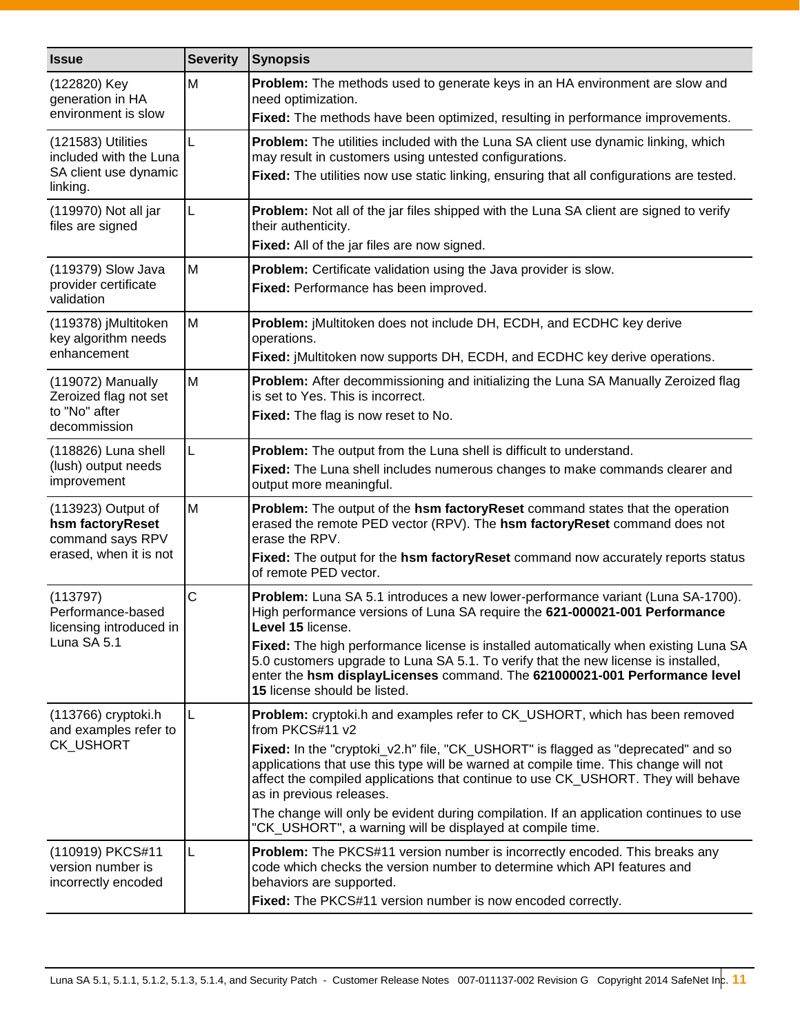| Issue | Severity | Synopsis |
|---|---|---|
| (122820) Key generation in HA environment is slow | M | **Problem:** The methods used to generate keys in an HA environment are slow and need optimization.<br>**Fixed:** The methods have been optimized, resulting in performance improvements. |
| (121583) Utilities included with the Luna SA client use dynamic linking. | L | **Problem:** The utilities included with the Luna SA client use dynamic linking, which may result in customers using untested configurations.<br>**Fixed:** The utilities now use static linking, ensuring that all configurations are tested. |
| (119970) Not all jar files are signed | L | **Problem:** Not all of the jar files shipped with the Luna SA client are signed to verify their authenticity.<br>**Fixed:** All of the jar files are now signed. |
| (119379) Slow Java provider certificate validation | M | **Problem:** Certificate validation using the Java provider is slow.<br>**Fixed:** Performance has been improved. |
| (119378) jMultitoken key algorithm needs enhancement | M | **Problem:** jMultitoken does not include DH, ECDH, and ECDHC key derive operations.<br>**Fixed:** jMultitoken now supports DH, ECDH, and ECDHC key derive operations. |
| (119072) Manually Zeroized flag not set to "No" after decommission | M | **Problem:** After decommissioning and initializing the Luna SA Manually Zeroized flag is set to Yes. This is incorrect.<br>**Fixed:** The flag is now reset to No. |
| (118826) Luna shell (lush) output needs improvement | L | **Problem:** The output from the Luna shell is difficult to understand.<br>**Fixed:** The Luna shell includes numerous changes to make commands clearer and output more meaningful. |
| (113923) Output of **hsm factoryReset** command says RPV erased, when it is not | M | **Problem:** The output of the **hsm factoryReset** command states that the operation erased the remote PED vector (RPV). The **hsm factoryReset** command does not erase the RPV.<br>**Fixed:** The output for the **hsm factoryReset** command now accurately reports status of remote PED vector. |
| (113797) Performance-based licensing introduced in Luna SA 5.1 | C | **Problem:** Luna SA 5.1 introduces a new lower-performance variant (Luna SA-1700). High performance versions of Luna SA require the **621-000021-001 Performance Level 15** license.<br>**Fixed:** The high performance license is installed automatically when existing Luna SA 5.0 customers upgrade to Luna SA 5.1. To verify that the new license is installed, enter the **hsm displayLicenses** command. The **621000021-001 Performance level 15** license should be listed. |
| (113766) cryptoki.h and examples refer to CK_USHORT | L | **Problem:** cryptoki.h and examples refer to CK_USHORT, which has been removed from PKCS#11 v2<br>**Fixed:** In the "cryptoki_v2.h" file, "CK_USHORT" is flagged as "deprecated" and so applications that use this type will be warned at compile time. This change will not affect the compiled applications that continue to use CK_USHORT. They will behave as in previous releases.<br>The change will only be evident during compilation. If an application continues to use "CK_USHORT", a warning will be displayed at compile time. |
| (110919) PKCS#11 version number is incorrectly encoded | L | **Problem:** The PKCS#11 version number is incorrectly encoded. This breaks any code which checks the version number to determine which API features and behaviors are supported.<br>**Fixed:** The PKCS#11 version number is now encoded correctly. |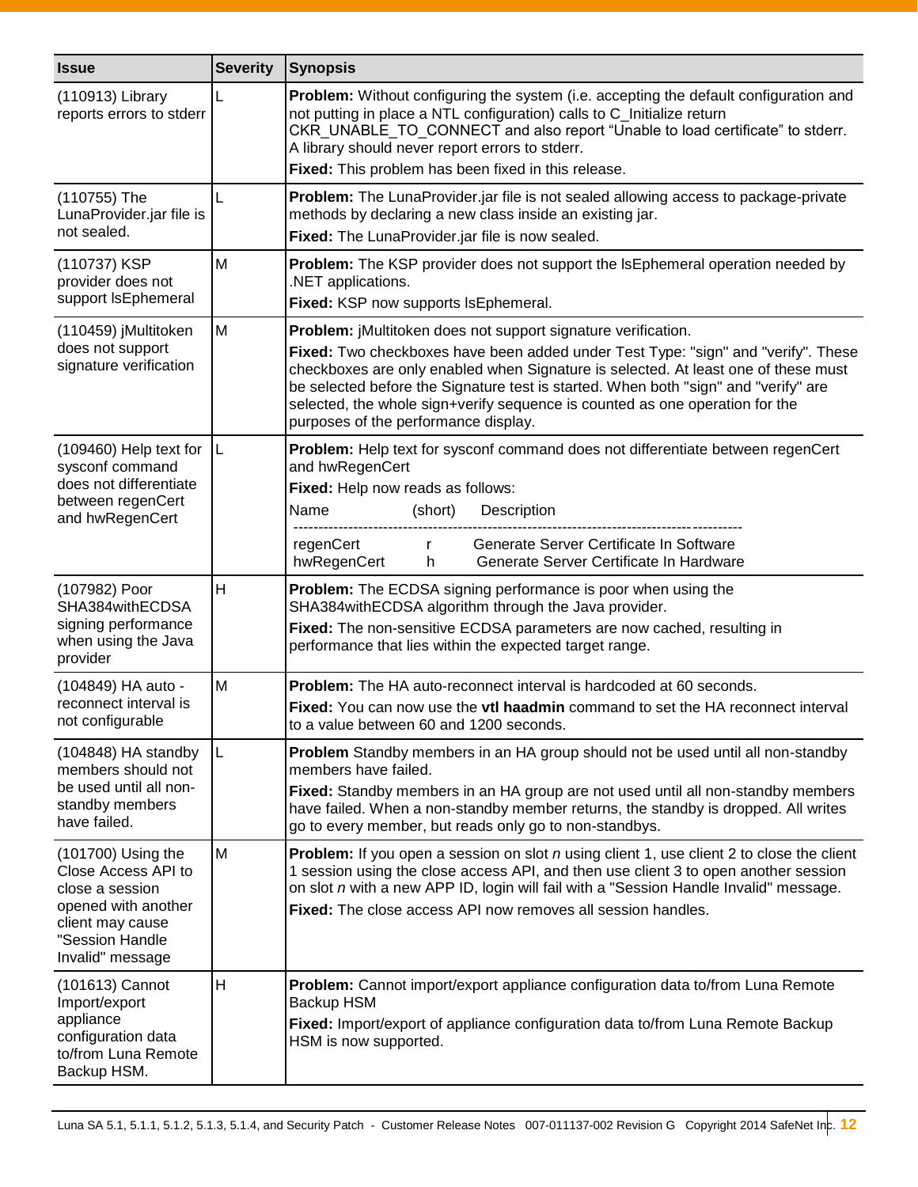| Issue | Severity | Synopsis |
|---|---|---|
| (110913) Library reports errors to stderr | L | **Problem:** Without configuring the system (i.e. accepting the default configuration and not putting in place a NTL configuration) calls to C_Initialize return CKR_UNABLE_TO_CONNECT and also report "Unable to load certificate" to stderr. A library should never report errors to stderr.<br>**Fixed:** This problem has been fixed in this release. |
| (110755) The LunaProvider.jar file is not sealed. | L | **Problem:** The LunaProvider.jar file is not sealed allowing access to package-private methods by declaring a new class inside an existing jar.<br>**Fixed:** The LunaProvider.jar file is now sealed. |
| (110737) KSP provider does not support IsEphemeral | M | **Problem:** The KSP provider does not support the IsEphemeral operation needed by .NET applications.<br>**Fixed:** KSP now supports IsEphemeral. |
| (110459) jMultitoken does not support signature verification | M | **Problem:** jMultitoken does not support signature verification.<br>**Fixed:** Two checkboxes have been added under Test Type: "sign" and "verify". These checkboxes are only enabled when Signature is selected. At least one of these must be selected before the Signature test is started. When both "sign" and "verify" are selected, the whole sign+verify sequence is counted as one operation for the purposes of the performance display. |
| (109460) Help text for sysconf command does not differentiate between regenCert and hwRegenCert | L | **Problem:** Help text for sysconf command does not differentiate between regenCert and hwRegenCert<br>**Fixed:** Help now reads as follows:<br>Name (short) Description<br>------------------------------------------------------------------------------------------<br>regenCert r Generate Server Certificate In Software<br>hwRegenCert h Generate Server Certificate In Hardware |
| (107982) Poor SHA384withECDSA signing performance when using the Java provider | H | **Problem:** The ECDSA signing performance is poor when using the SHA384withECDSA algorithm through the Java provider.<br>**Fixed:** The non-sensitive ECDSA parameters are now cached, resulting in performance that lies within the expected target range. |
| (104849) HA auto - reconnect interval is not configurable | M | **Problem:** The HA auto-reconnect interval is hardcoded at 60 seconds.<br>**Fixed:** You can now use the **vtl haadmin** command to set the HA reconnect interval to a value between 60 and 1200 seconds. |
| (104848) HA standby members should not be used until all non-standby members have failed. | L | **Problem** Standby members in an HA group should not be used until all non-standby members have failed.<br>**Fixed:** Standby members in an HA group are not used until all non-standby members have failed. When a non-standby member returns, the standby is dropped. All writes go to every member, but reads only go to non-standbys. |
| (101700) Using the Close Access API to close a session opened with another client may cause "Session Handle Invalid" message | M | **Problem:** If you open a session on slot *n* using client 1, use client 2 to close the client 1 session using the close access API, and then use client 3 to open another session on slot *n* with a new APP ID, login will fail with a "Session Handle Invalid" message.<br>**Fixed:** The close access API now removes all session handles. |
| (101613) Cannot Import/export appliance configuration data to/from Luna Remote Backup HSM. | H | **Problem:** Cannot import/export appliance configuration data to/from Luna Remote Backup HSM<br>**Fixed:** Import/export of appliance configuration data to/from Luna Remote Backup HSM is now supported. |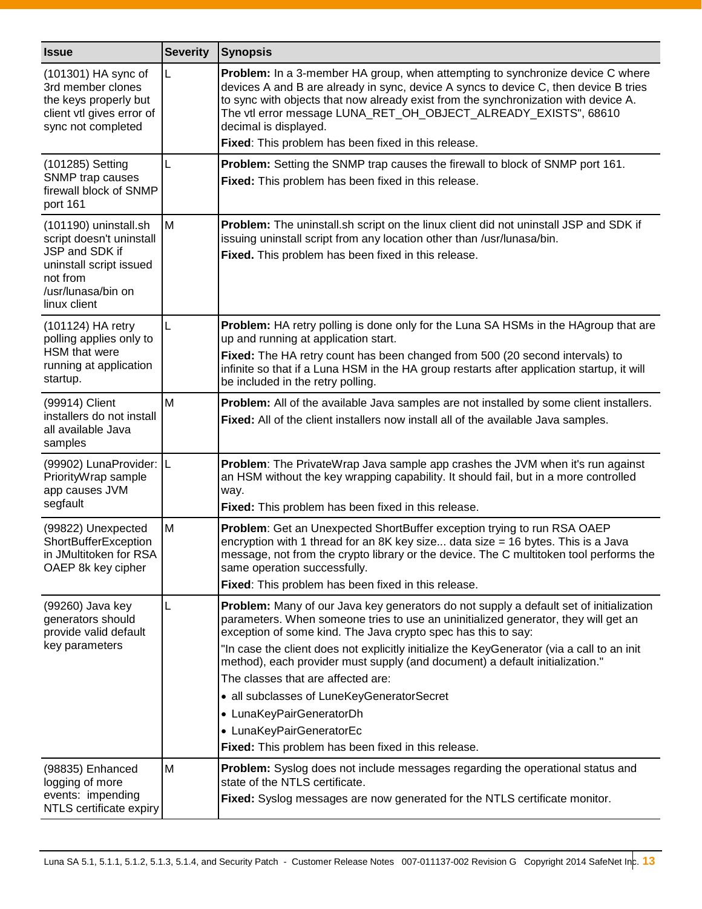| Issue | Severity | Synopsis |
|---|---|---|
| (101301) HA sync of 3rd member clones the keys properly but client vtl gives error of sync not completed | L | **Problem:** In a 3-member HA group, when attempting to synchronize device C where devices A and B are already in sync, device A syncs to device C, then device B tries to sync with objects that now already exist from the synchronization with device A. The vtl error message LUNA_RET_OH_OBJECT_ALREADY_EXISTS", 68610 decimal is displayed.<br>**Fixed**: This problem has been fixed in this release. |
| (101285) Setting SNMP trap causes firewall block of SNMP port 161 | L | **Problem:** Setting the SNMP trap causes the firewall to block of SNMP port 161.<br>**Fixed:** This problem has been fixed in this release. |
| (101190) uninstall.sh script doesn't uninstall JSP and SDK if uninstall script issued not from /usr/lunasa/bin on linux client | M | **Problem:** The uninstall.sh script on the linux client did not uninstall JSP and SDK if issuing uninstall script from any location other than /usr/lunasa/bin.<br>**Fixed.** This problem has been fixed in this release. |
| (101124) HA retry polling applies only to HSM that were running at application startup. | L | **Problem:** HA retry polling is done only for the Luna SA HSMs in the HAgroup that are up and running at application start.<br>**Fixed:** The HA retry count has been changed from 500 (20 second intervals) to infinite so that if a Luna HSM in the HA group restarts after application startup, it will be included in the retry polling. |
| (99914) Client installers do not install all available Java samples | M | **Problem:** All of the available Java samples are not installed by some client installers.<br>**Fixed:** All of the client installers now install all of the available Java samples. |
| (99902) LunaProvider: PriorityWrap sample app causes JVM segfault | L | **Problem**: The PrivateWrap Java sample app crashes the JVM when it's run against an HSM without the key wrapping capability. It should fail, but in a more controlled way.<br>**Fixed:** This problem has been fixed in this release. |
| (99822) Unexpected ShortBufferException in JMultitoken for RSA OAEP 8k key cipher | M | **Problem**: Get an Unexpected ShortBuffer exception trying to run RSA OAEP encryption with 1 thread for an 8K key size... data size = 16 bytes. This is a Java message, not from the crypto library or the device. The C multitoken tool performs the same operation successfully.<br>**Fixed**: This problem has been fixed in this release. |
| (99260) Java key generators should provide valid default key parameters | L | **Problem:** Many of our Java key generators do not supply a default set of initialization parameters. When someone tries to use an uninitialized generator, they will get an exception of some kind. The Java crypto spec has this to say:<br>"In case the client does not explicitly initialize the KeyGenerator (via a call to an init method), each provider must supply (and document) a default initialization."<br>The classes that are affected are:<br>• all subclasses of LuneKeyGeneratorSecret<br>• LunaKeyPairGeneratorDh<br>• LunaKeyPairGeneratorEc<br>**Fixed:** This problem has been fixed in this release. |
| (98835) Enhanced logging of more events: impending NTLS certificate expiry | M | **Problem:** Syslog does not include messages regarding the operational status and state of the NTLS certificate.<br>**Fixed:** Syslog messages are now generated for the NTLS certificate monitor. |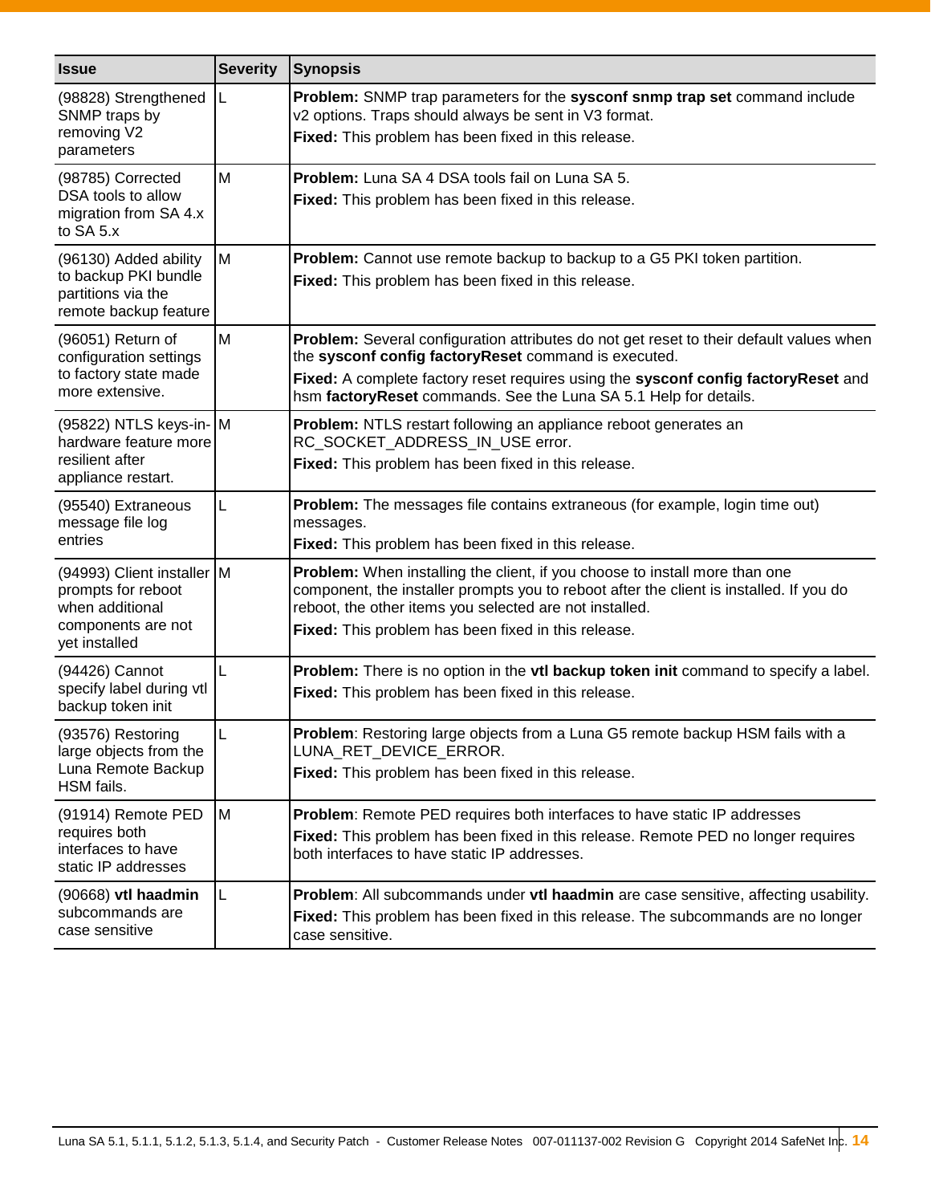| Issue | Severity | Synopsis |
|---|---|---|
| (98828) Strengthened SNMP traps by removing V2 parameters | L | **Problem:** SNMP trap parameters for the **sysconf snmp trap set** command include v2 options. Traps should always be sent in V3 format.<br>**Fixed:** This problem has been fixed in this release. |
| (98785) Corrected DSA tools to allow migration from SA 4.x to SA 5.x | M | **Problem:** Luna SA 4 DSA tools fail on Luna SA 5.<br>**Fixed:** This problem has been fixed in this release. |
| (96130) Added ability to backup PKI bundle partitions via the remote backup feature | M | **Problem:** Cannot use remote backup to backup to a G5 PKI token partition.<br>**Fixed:** This problem has been fixed in this release. |
| (96051) Return of configuration settings to factory state made more extensive. | M | **Problem:** Several configuration attributes do not get reset to their default values when the **sysconf config factoryReset** command is executed.<br>**Fixed:** A complete factory reset requires using the **sysconf config factoryReset** and hsm **factoryReset** commands. See the Luna SA 5.1 Help for details. |
| (95822) NTLS keys-in-hardware feature more resilient after appliance restart. | M | **Problem:** NTLS restart following an appliance reboot generates an RC_SOCKET_ADDRESS_IN_USE error.<br>**Fixed:** This problem has been fixed in this release. |
| (95540) Extraneous message file log entries | L | **Problem:** The messages file contains extraneous (for example, login time out) messages.<br>**Fixed:** This problem has been fixed in this release. |
| (94993) Client installer prompts for reboot when additional components are not yet installed | M | **Problem:** When installing the client, if you choose to install more than one component, the installer prompts you to reboot after the client is installed. If you do reboot, the other items you selected are not installed.<br>**Fixed:** This problem has been fixed in this release. |
| (94426) Cannot specify label during vtl backup token init | L | **Problem:** There is no option in the **vtl backup token init** command to specify a label.<br>**Fixed:** This problem has been fixed in this release. |
| (93576) Restoring large objects from the Luna Remote Backup HSM fails. | L | **Problem**: Restoring large objects from a Luna G5 remote backup HSM fails with a LUNA_RET_DEVICE_ERROR.<br>**Fixed:** This problem has been fixed in this release. |
| (91914) Remote PED requires both interfaces to have static IP addresses | M | **Problem**: Remote PED requires both interfaces to have static IP addresses<br>**Fixed:** This problem has been fixed in this release. Remote PED no longer requires both interfaces to have static IP addresses. |
| (90668) **vtl haadmin** subcommands are case sensitive | L | **Problem**: All subcommands under **vtl haadmin** are case sensitive, affecting usability.<br>**Fixed:** This problem has been fixed in this release. The subcommands are no longer case sensitive. |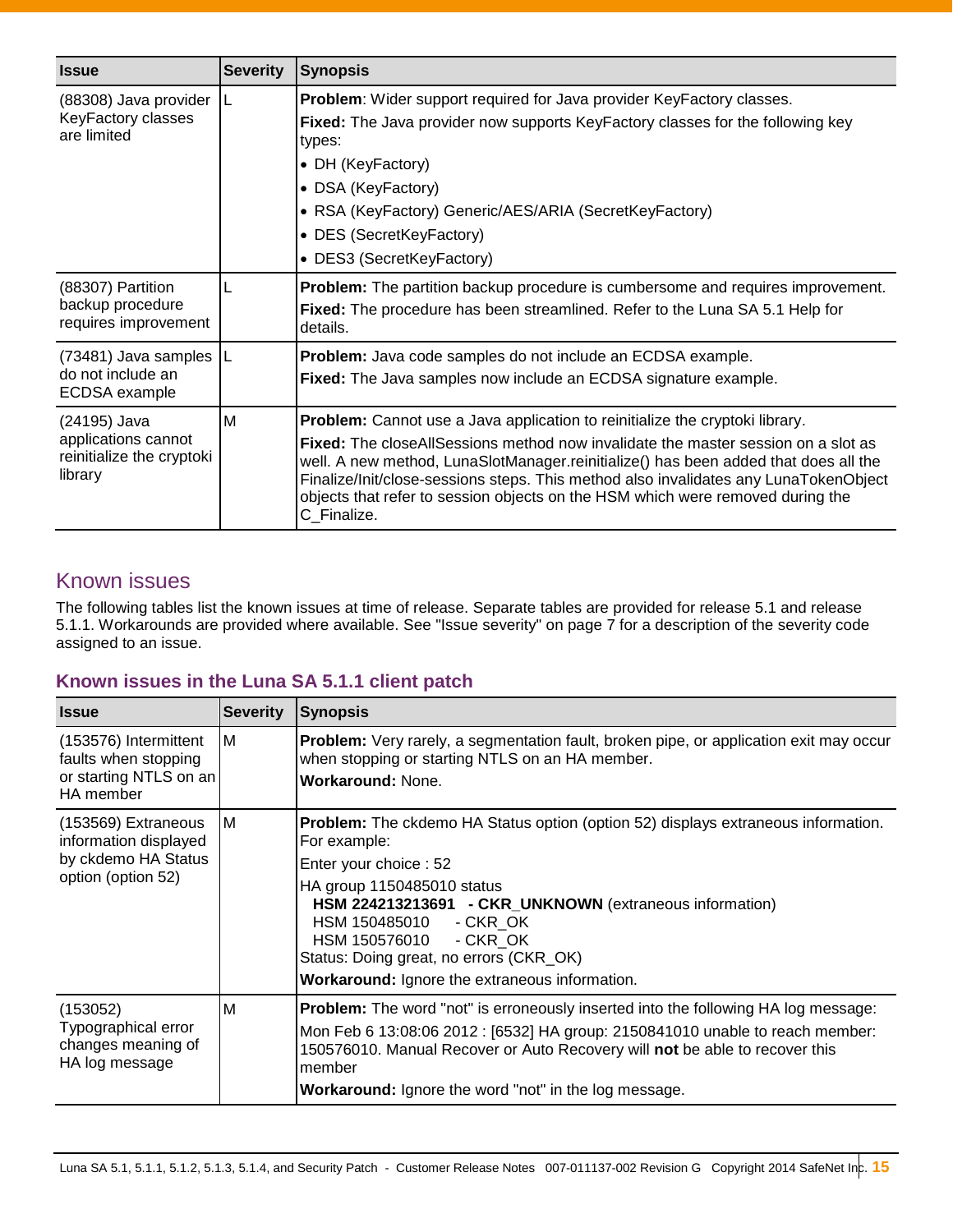| Issue | Severity | Synopsis |
|---|---|---|
| (88308) Java provider KeyFactory classes are limited | L | **Problem**: Wider support required for Java provider KeyFactory classes.<br>**Fixed:** The Java provider now supports KeyFactory classes for the following key types:<br>• DH (KeyFactory)<br>• DSA (KeyFactory)<br>• RSA (KeyFactory) Generic/AES/ARIA (SecretKeyFactory)<br>• DES (SecretKeyFactory)<br>• DES3 (SecretKeyFactory) |
| (88307) Partition backup procedure requires improvement | L | **Problem:** The partition backup procedure is cumbersome and requires improvement.<br>**Fixed:** The procedure has been streamlined. Refer to the Luna SA 5.1 Help for details. |
| (73481) Java samples do not include an ECDSA example | L | **Problem:** Java code samples do not include an ECDSA example.<br>**Fixed:** The Java samples now include an ECDSA signature example. |
| (24195) Java applications cannot reinitialize the cryptoki library | M | **Problem:** Cannot use a Java application to reinitialize the cryptoki library.<br>**Fixed:** The closeAllSessions method now invalidate the master session on a slot as well. A new method, LunaSlotManager.reinitialize() has been added that does all the Finalize/Init/close-sessions steps. This method also invalidates any LunaTokenObject objects that refer to session objects on the HSM which were removed during the C_Finalize. |

## Known issues

The following tables list the known issues at time of release. Separate tables are provided for release 5.1 and release 5.1.1. Workarounds are provided where available. See "Issue severity" on page 7 for a description of the severity code assigned to an issue.

### Known issues in the Luna SA 5.1.1 client patch

| Issue | Severity | Synopsis |
|---|---|---|
| (153576) Intermittent faults when stopping or starting NTLS on an HA member | M | **Problem:** Very rarely, a segmentation fault, broken pipe, or application exit may occur when stopping or starting NTLS on an HA member.<br>**Workaround:** None. |
| (153569) Extraneous information displayed by ckdemo HA Status option (option 52) | M | **Problem:** The ckdemo HA Status option (option 52) displays extraneous information. For example:<br>Enter your choice : 52<br>HA group 1150485010 status<br>**HSM 224213213691 - CKR_UNKNOWN** (extraneous information)<br>HSM 150485010 - CKR_OK<br>HSM 150576010 - CKR_OK<br>Status: Doing great, no errors (CKR_OK)<br>**Workaround:** Ignore the extraneous information. |
| (153052) Typographical error changes meaning of HA log message | M | **Problem:** The word "not" is erroneously inserted into the following HA log message:<br>Mon Feb 6 13:08:06 2012 : [6532] HA group: 2150841010 unable to reach member: 150576010. Manual Recover or Auto Recovery will **not** be able to recover this member<br>**Workaround:** Ignore the word "not" in the log message. |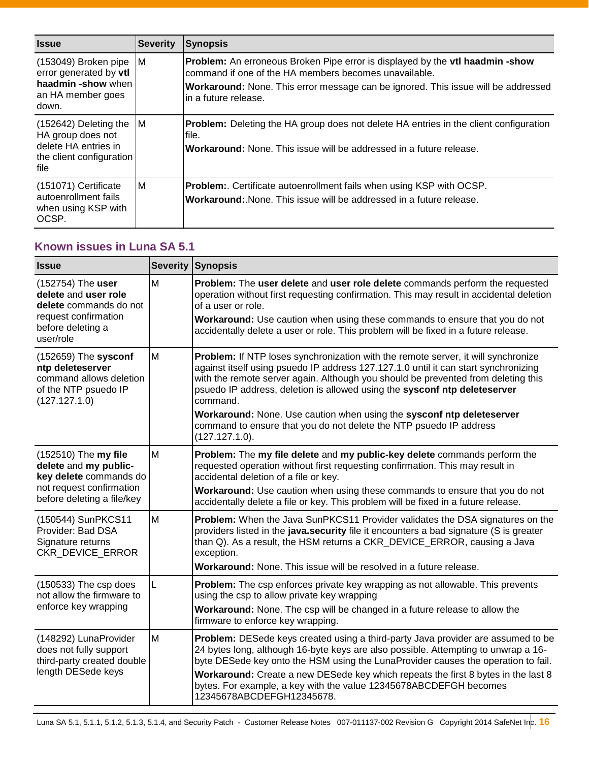| Issue | Severity | Synopsis |
|---|---|---|
| (153049) Broken pipe error generated by **vtl haadmin -show** when an HA member goes down. | M | **Problem:** An erroneous Broken Pipe error is displayed by the **vtl haadmin -show** command if one of the HA members becomes unavailable.<br>**Workaround:** None. This error message can be ignored. This issue will be addressed in a future release. |
| (152642) Deleting the HA group does not delete HA entries in the client configuration file | M | **Problem:** Deleting the HA group does not delete HA entries in the client configuration file.<br>**Workaround:** None. This issue will be addressed in a future release. |
| (151071) Certificate autoenrollment fails when using KSP with OCSP. | M | **Problem:**. Certificate autoenrollment fails when using KSP with OCSP.<br>**Workaround:**.None. This issue will be addressed in a future release. |

## Known issues in Luna SA 5.1

| Issue | Severity | Synopsis |
|---|---|---|
| (152754) The **user delete** and **user role delete** commands do not request confirmation before deleting a user/role | M | **Problem:** The **user delete** and **user role delete** commands perform the requested operation without first requesting confirmation. This may result in accidental deletion of a user or role.<br>**Workaround:** Use caution when using these commands to ensure that you do not accidentally delete a user or role. This problem will be fixed in a future release. |
| (152659) The **sysconf ntp deleteserver** command allows deletion of the NTP psuedo IP (127.127.1.0) | M | **Problem:** If NTP loses synchronization with the remote server, it will synchronize against itself using psuedo IP address 127.127.1.0 until it can start synchronizing with the remote server again. Although you should be prevented from deleting this psuedo IP address, deletion is allowed using the **sysconf ntp deleteserver** command.<br>**Workaround:** None. Use caution when using the **sysconf ntp deleteserver** command to ensure that you do not delete the NTP psuedo IP address (127.127.1.0). |
| (152510) The **my file delete** and **my public-key delete** commands do not request confirmation before deleting a file/key | M | **Problem:** The **my file delete** and **my public-key delete** commands perform the requested operation without first requesting confirmation. This may result in accidental deletion of a file or key.<br>**Workaround:** Use caution when using these commands to ensure that you do not accidentally delete a file or key. This problem will be fixed in a future release. |
| (150544) SunPKCS11 Provider: Bad DSA Signature returns CKR_DEVICE_ERROR | M | **Problem:** When the Java SunPKCS11 Provider validates the DSA signatures on the providers listed in the **java.security** file it encounters a bad signature (S is greater than Q). As a result, the HSM returns a CKR_DEVICE_ERROR, causing a Java exception.<br>**Workaround:** None. This issue will be resolved in a future release. |
| (150533) The csp does not allow the firmware to enforce key wrapping | L | **Problem:** The csp enforces private key wrapping as not allowable. This prevents using the csp to allow private key wrapping<br>**Workaround:** None. The csp will be changed in a future release to allow the firmware to enforce key wrapping. |
| (148292) LunaProvider does not fully support third-party created double length DESede keys | M | **Problem:** DESede keys created using a third-party Java provider are assumed to be 24 bytes long, although 16-byte keys are also possible. Attempting to unwrap a 16-byte DESede key onto the HSM using the LunaProvider causes the operation to fail.<br>**Workaround:** Create a new DESede key which repeats the first 8 bytes in the last 8 bytes. For example, a key with the value 12345678ABCDEFGH becomes 12345678ABCDEFGH12345678. |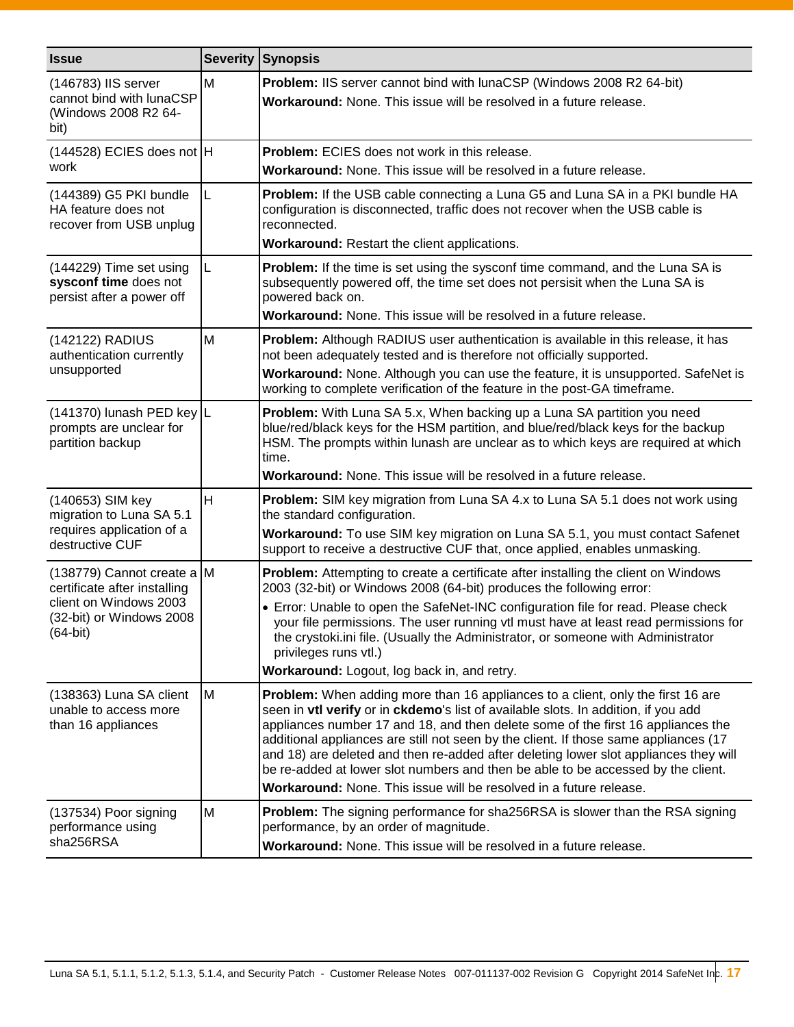| Issue | Severity | Synopsis |
|---|---|---|
| (146783) IIS server cannot bind with lunaCSP (Windows 2008 R2 64-bit) | M | **Problem:** IIS server cannot bind with lunaCSP (Windows 2008 R2 64-bit)<br>**Workaround:** None. This issue will be resolved in a future release. |
| (144528) ECIES does not work | H | **Problem:** ECIES does not work in this release.<br>**Workaround:** None. This issue will be resolved in a future release. |
| (144389) G5 PKI bundle HA feature does not recover from USB unplug | L | **Problem:** If the USB cable connecting a Luna G5 and Luna SA in a PKI bundle HA configuration is disconnected, traffic does not recover when the USB cable is reconnected.<br>**Workaround:** Restart the client applications. |
| (144229) Time set using **sysconf time** does not persist after a power off | L | **Problem:** If the time is set using the sysconf time command, and the Luna SA is subsequently powered off, the time set does not persist when the Luna SA is powered back on.<br>**Workaround:** None. This issue will be resolved in a future release. |
| (142122) RADIUS authentication currently unsupported | M | **Problem:** Although RADIUS user authentication is available in this release, it has not been adequately tested and is therefore not officially supported.<br>**Workaround:** None. Although you can use the feature, it is unsupported. SafeNet is working to complete verification of the feature in the post-GA timeframe. |
| (141370) lunash PED key prompts are unclear for partition backup | L | **Problem:** With Luna SA 5.x, When backing up a Luna SA partition you need blue/red/black keys for the HSM partition, and blue/red/black keys for the backup HSM. The prompts within lunash are unclear as to which keys are required at which time.<br>**Workaround:** None. This issue will be resolved in a future release. |
| (140653) SIM key migration to Luna SA 5.1 requires application of a destructive CUF | H | **Problem:** SIM key migration from Luna SA 4.x to Luna SA 5.1 does not work using the standard configuration.<br>**Workaround:** To use SIM key migration on Luna SA 5.1, you must contact Safenet support to receive a destructive CUF that, once applied, enables unmasking. |
| (138779) Cannot create a certificate after installing client on Windows 2003 (32-bit) or Windows 2008 (64-bit) | M | **Problem:** Attempting to create a certificate after installing the client on Windows 2003 (32-bit) or Windows 2008 (64-bit) produces the following error:<br>• Error: Unable to open the SafeNet-INC configuration file for read. Please check your file permissions. The user running vtl must have at least read permissions for the crystoki.ini file. (Usually the Administrator, or someone with Administrator privileges runs vtl.)<br>**Workaround:** Logout, log back in, and retry. |
| (138363) Luna SA client unable to access more than 16 appliances | M | **Problem:** When adding more than 16 appliances to a client, only the first 16 are seen in **vtl verify** or in **ckdemo**'s list of available slots. In addition, if you add appliances number 17 and 18, and then delete some of the first 16 appliances the additional appliances are still not seen by the client. If those same appliances (17 and 18) are deleted and then re-added after deleting lower slot appliances they will be re-added at lower slot numbers and then be able to be accessed by the client.<br>**Workaround:** None. This issue will be resolved in a future release. |
| (137534) Poor signing performance using sha256RSA | M | **Problem:** The signing performance for sha256RSA is slower than the RSA signing performance, by an order of magnitude.<br>**Workaround:** None. This issue will be resolved in a future release. |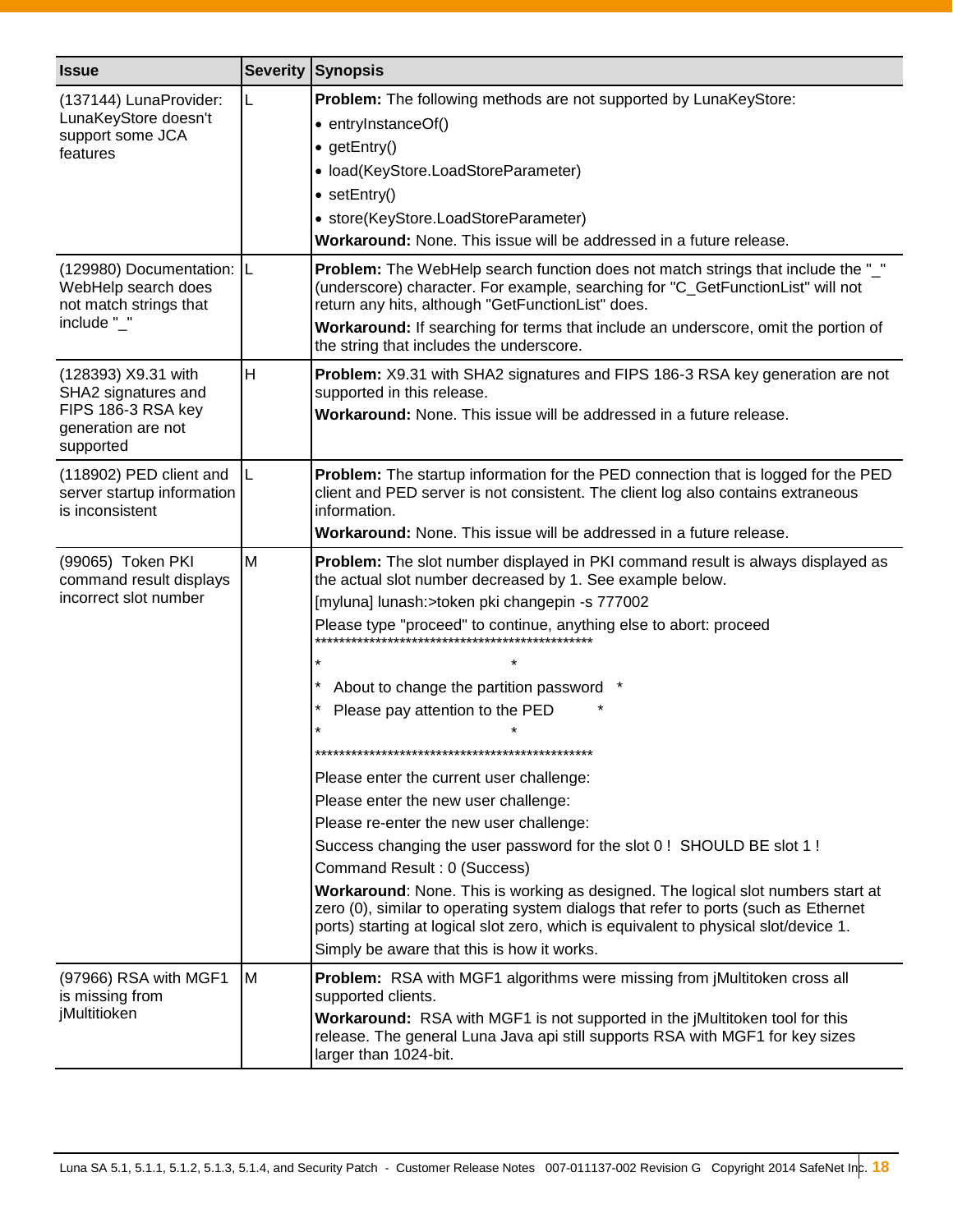| Issue | Severity | Synopsis |
|---|---|---|
| (137144) LunaProvider: LunaKeyStore doesn't support some JCA features | L | **Problem:** The following methods are not supported by LunaKeyStore:<br>• entryInstanceOf()<br>• getEntry()<br>• load(KeyStore.LoadStoreParameter)<br>• setEntry()<br>• store(KeyStore.LoadStoreParameter)<br>**Workaround:** None. This issue will be addressed in a future release. |
| (129980) Documentation: WebHelp search does not match strings that include "_" | L | **Problem:** The WebHelp search function does not match strings that include the "_" (underscore) character. For example, searching for "C_GetFunctionList" will not return any hits, although "GetFunctionList" does.<br>**Workaround:** If searching for terms that include an underscore, omit the portion of the string that includes the underscore. |
| (128393) X9.31 with SHA2 signatures and FIPS 186-3 RSA key generation are not supported | H | **Problem:** X9.31 with SHA2 signatures and FIPS 186-3 RSA key generation are not supported in this release.<br>**Workaround:** None. This issue will be addressed in a future release. |
| (118902) PED client and server startup information is inconsistent | L | **Problem:** The startup information for the PED connection that is logged for the PED client and PED server is not consistent. The client log also contains extraneous information.<br>**Workaround:** None. This issue will be addressed in a future release. |
| (99065) Token PKI command result displays incorrect slot number | M | **Problem:** The slot number displayed in PKI command result is always displayed as the actual slot number decreased by 1. See example below.<br>[myluna] lunash:>token pki changepin -s 777002<br>Please type "proceed" to continue, anything else to abort: proceed<br>************************************************<br>* *<br>* About to change the partition password *<br>* Please pay attention to the PED *<br>* *<br>************************************************<br>Please enter the current user challenge:<br>Please enter the new user challenge:<br>Please re-enter the new user challenge:<br>Success changing the user password for the slot 0 ! SHOULD BE slot 1 !<br>Command Result : 0 (Success)<br>**Workaround**: None. This is working as designed. The logical slot numbers start at zero (0), similar to operating system dialogs that refer to ports (such as Ethernet ports) starting at logical slot zero, which is equivalent to physical slot/device 1.<br>Simply be aware that this is how it works. |
| (97966) RSA with MGF1 is missing from jMultitoken | M | **Problem:** RSA with MGF1 algorithms were missing from jMultitoken cross all supported clients.<br>**Workaround:** RSA with MGF1 is not supported in the jMultitoken tool for this release. The general Luna Java api still supports RSA with MGF1 for key sizes larger than 1024-bit. |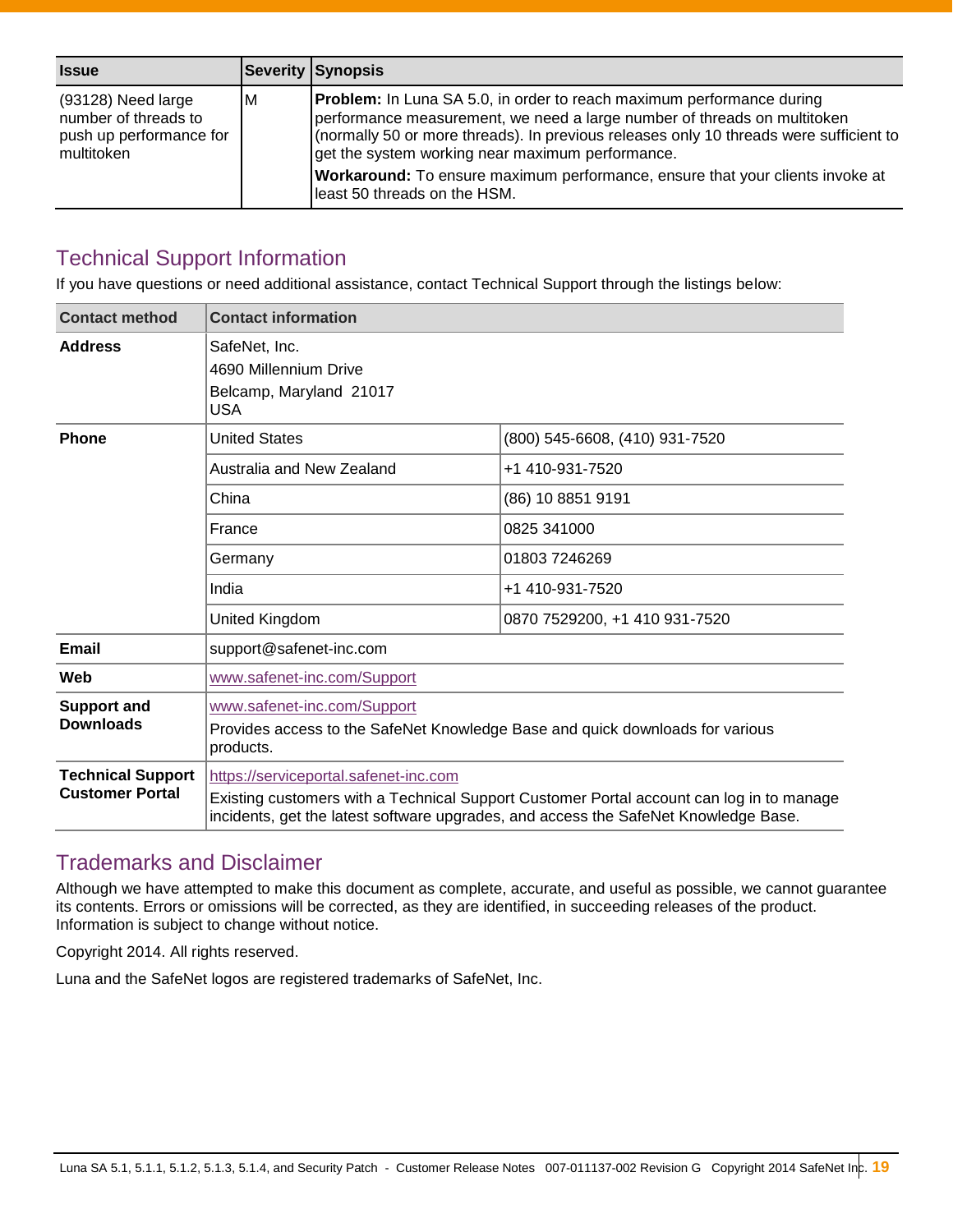| Issue | Severity | Synopsis |
|---|---|---|
| (93128) Need large number of threads to push up performance for multitoken | M | **Problem:** In Luna SA 5.0, in order to reach maximum performance during performance measurement, we need a large number of threads on multitoken (normally 50 or more threads). In previous releases only 10 threads were sufficient to get the system working near maximum performance.<br>**Workaround:** To ensure maximum performance, ensure that your clients invoke at least 50 threads on the HSM. |

## Technical Support Information

If you have questions or need additional assistance, contact Technical Support through the listings below:

| Contact method | Contact information | |
|---|---|---|
| **Address** | SafeNet, Inc.<br>4690 Millennium Drive<br>Belcamp, Maryland 21017<br>USA | |
| **Phone** | United States | (800) 545-6608, (410) 931-7520 |
| | Australia and New Zealand | +1 410-931-7520 |
| | China | (86) 10 8851 9191 |
| | France | 0825 341000 |
| | Germany | 01803 7246269 |
| | India | +1 410-931-7520 |
| | United Kingdom | 0870 7529200, +1 410 931-7520 |
| **Email** | support@safenet-inc.com | |
| **Web** | www.safenet-inc.com/Support | |
| **Support and Downloads** | www.safenet-inc.com/Support<br>Provides access to the SafeNet Knowledge Base and quick downloads for various products. | |
| **Technical Support Customer Portal** | https://serviceportal.safenet-inc.com<br>Existing customers with a Technical Support Customer Portal account can log in to manage incidents, get the latest software upgrades, and access the SafeNet Knowledge Base. | |

## Trademarks and Disclaimer

Although we have attempted to make this document as complete, accurate, and useful as possible, we cannot guarantee its contents. Errors or omissions will be corrected, as they are identified, in succeeding releases of the product. Information is subject to change without notice.

Copyright 2014. All rights reserved.

Luna and the SafeNet logos are registered trademarks of SafeNet, Inc.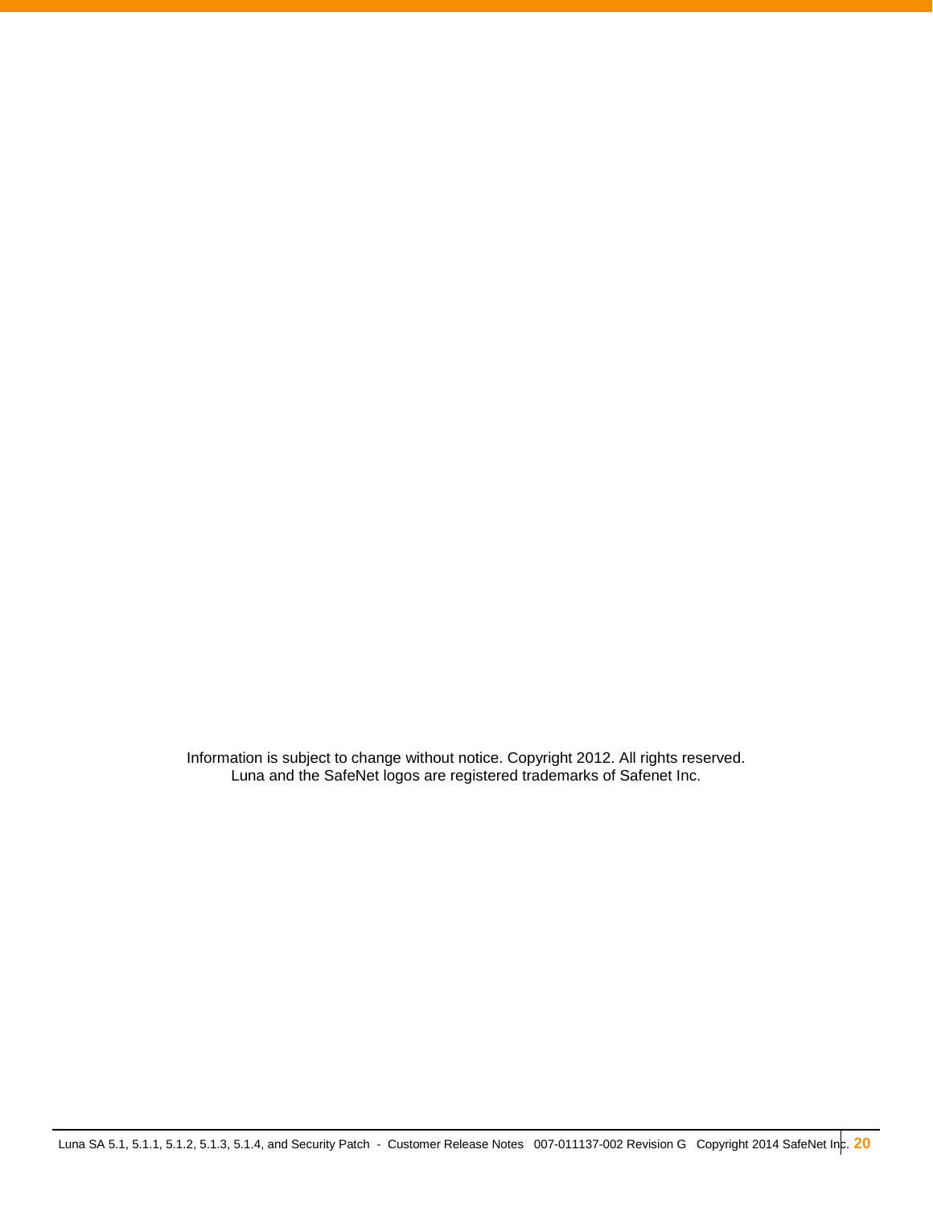Information is subject to change without notice. Copyright 2012. All rights reserved.
Luna and the SafeNet logos are registered trademarks of Safenet Inc.